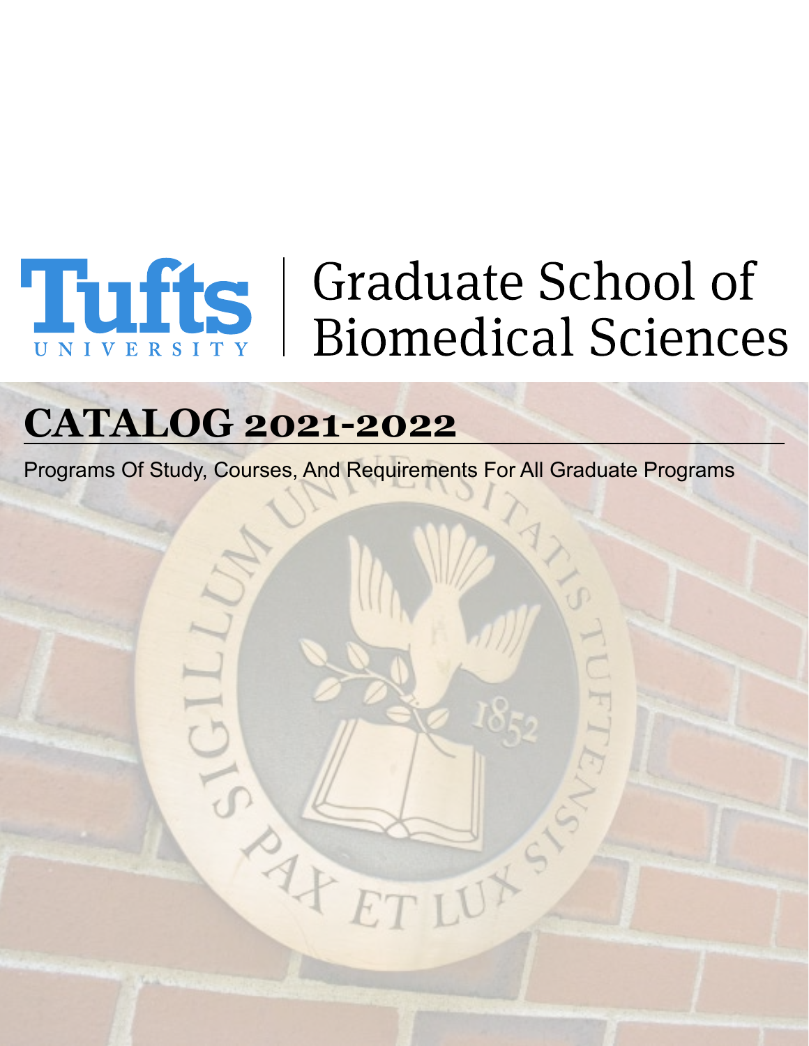Tufts UNIVERSITY | Graduate School of Biomedical Sciences

# CATALOG 2021-2022

Programs Of Study, Courses, And Requirements For All Graduate Programs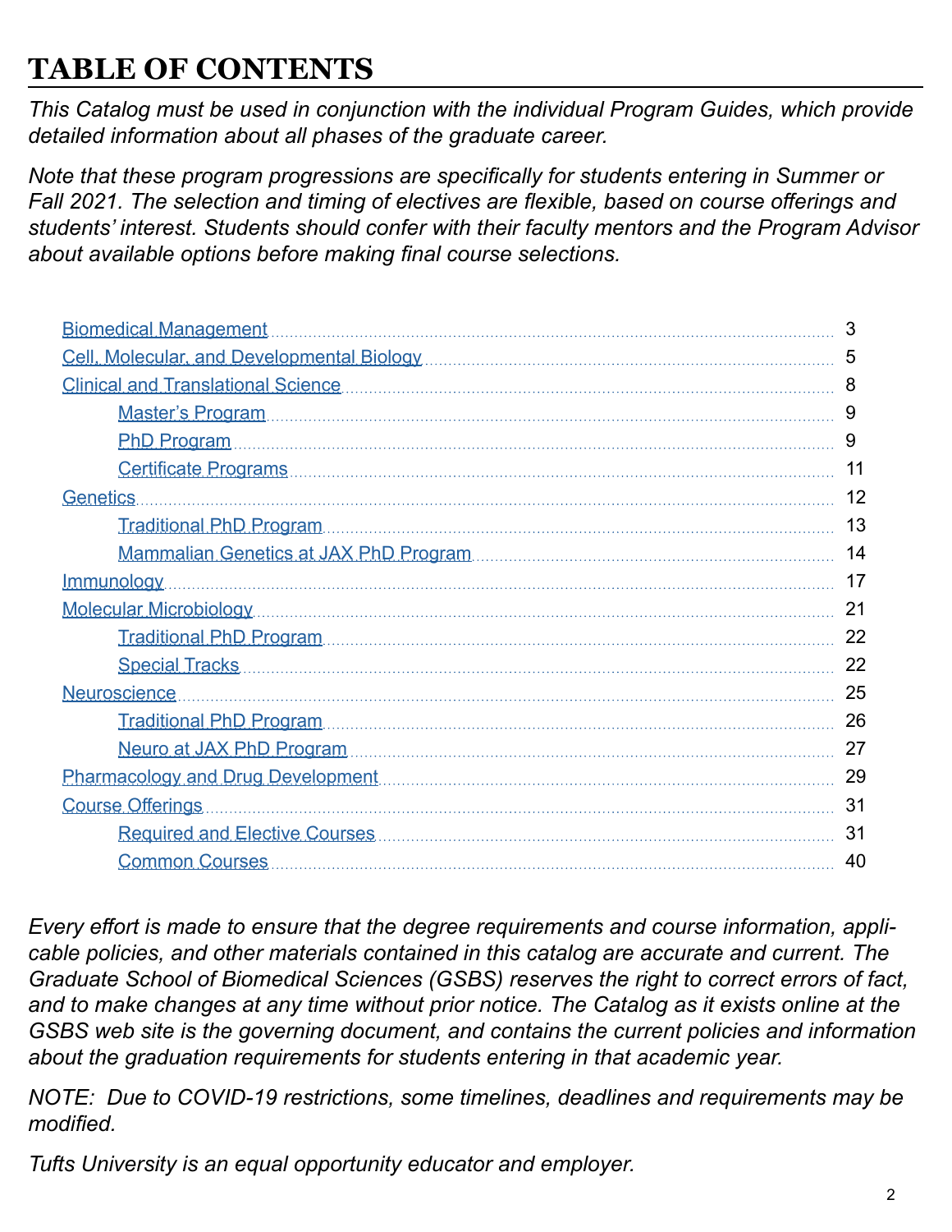# TABLE OF CONTENTS

*This Catalog must be used in conjunction with the individual Program Guides, which provide detailed information about all phases of the graduate career.*

*Note that these program progressions are specifically for students entering in Summer or Fall 2021. The selection and timing of electives are flexible, based on course offerings and students' interest. Students should confer with their faculty mentors and the Program Advisor about available options before making final course selections.*

- Biomedical Management ........ 3
- Cell, Molecular, and Developmental Biology ........ 5
- Clinical and Translational Science ........ 8
  - Master's Program ........ 9
  - PhD Program ........ 9
  - Certificate Programs ........ 11
- Genetics ........ 12
  - Traditional PhD Program ........ 13
  - Mammalian Genetics at JAX PhD Program ........ 14
- Immunology ........ 17
- Molecular Microbiology ........ 21
  - Traditional PhD Program ........ 22
  - Special Tracks ........ 22
- Neuroscience ........ 25
  - Traditional PhD Program ........ 26
  - Neuro at JAX PhD Program ........ 27
- Pharmacology and Drug Development ........ 29
- Course Offerings ........ 31
  - Required and Elective Courses ........ 31
  - Common Courses ........ 40

*Every effort is made to ensure that the degree requirements and course information, applicable policies, and other materials contained in this catalog are accurate and current. The Graduate School of Biomedical Sciences (GSBS) reserves the right to correct errors of fact, and to make changes at any time without prior notice. The Catalog as it exists online at the GSBS web site is the governing document, and contains the current policies and information about the graduation requirements for students entering in that academic year.*

*NOTE: Due to COVID-19 restrictions, some timelines, deadlines and requirements may be modified.*

*Tufts University is an equal opportunity educator and employer.*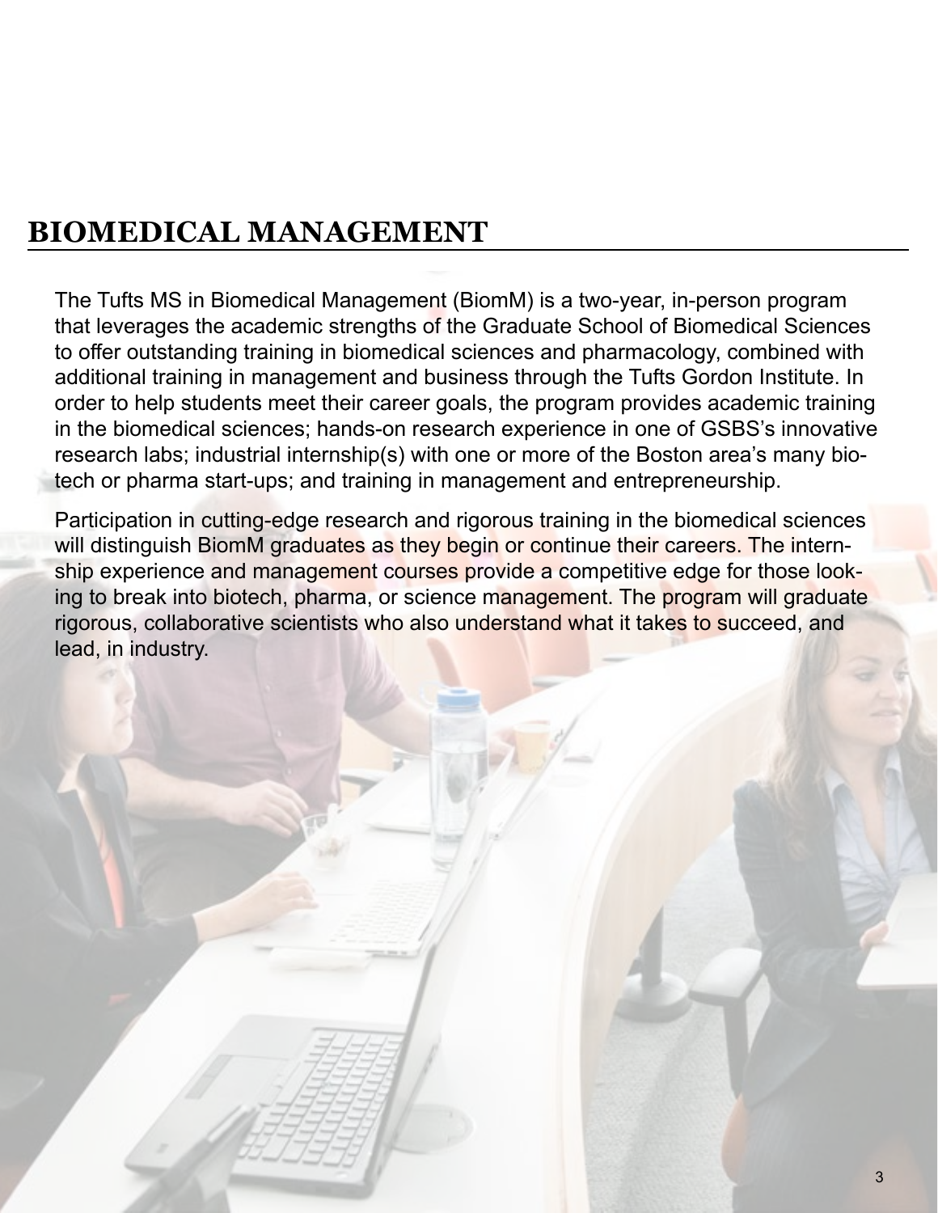# BIOMEDICAL MANAGEMENT

The Tufts MS in Biomedical Management (BiomM) is a two-year, in-person program that leverages the academic strengths of the Graduate School of Biomedical Sciences to offer outstanding training in biomedical sciences and pharmacology, combined with additional training in management and business through the Tufts Gordon Institute. In order to help students meet their career goals, the program provides academic training in the biomedical sciences; hands-on research experience in one of GSBS's innovative research labs; industrial internship(s) with one or more of the Boston area's many biotech or pharma start-ups; and training in management and entrepreneurship.

Participation in cutting-edge research and rigorous training in the biomedical sciences will distinguish BiomM graduates as they begin or continue their careers. The internship experience and management courses provide a competitive edge for those looking to break into biotech, pharma, or science management. The program will graduate rigorous, collaborative scientists who also understand what it takes to succeed, and lead, in industry.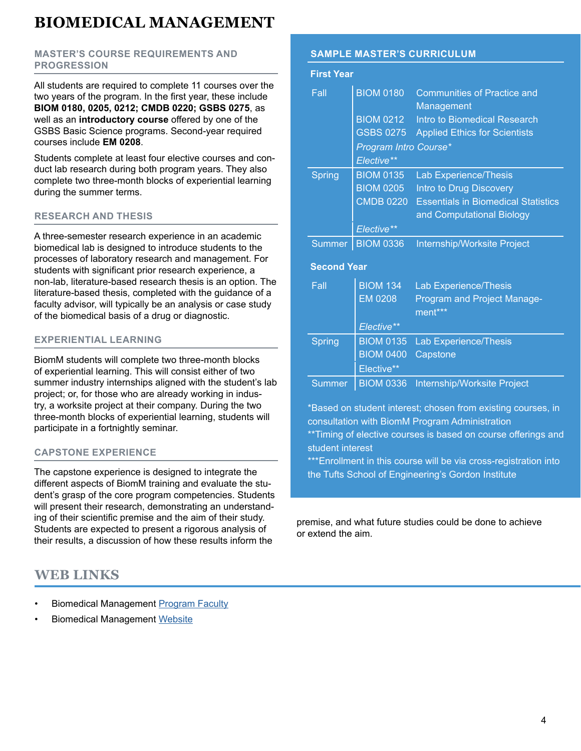# BIOMEDICAL MANAGEMENT

## MASTER'S COURSE REQUIREMENTS AND PROGRESSION

All students are required to complete 11 courses over the two years of the program. In the first year, these include **BIOM 0180, 0205, 0212; CMDB 0220; GSBS 0275**, as well as an **introductory course** offered by one of the GSBS Basic Science programs. Second-year required courses include **EM 0208**.

Students complete at least four elective courses and conduct lab research during both program years. They also complete two three-month blocks of experiential learning during the summer terms.

## RESEARCH AND THESIS

A three-semester research experience in an academic biomedical lab is designed to introduce students to the processes of laboratory research and management. For students with significant prior research experience, a non-lab, literature-based research thesis is an option. The literature-based thesis, completed with the guidance of a faculty advisor, will typically be an analysis or case study of the biomedical basis of a drug or diagnostic.

## EXPERIENTIAL LEARNING

BiomM students will complete two three-month blocks of experiential learning. This will consist either of two summer industry internships aligned with the student's lab project; or, for those who are already working in industry, a worksite project at their company. During the two three-month blocks of experiential learning, students will participate in a fortnightly seminar.

## CAPSTONE EXPERIENCE

The capstone experience is designed to integrate the different aspects of BiomM training and evaluate the student's grasp of the core program competencies. Students will present their research, demonstrating an understanding of their scientific premise and the aim of their study. Students are expected to present a rigorous analysis of their results, a discussion of how these results inform the premise, and what future studies could be done to achieve or extend the aim.

## SAMPLE MASTER'S CURRICULUM

**First Year**

| Term | Course | Title |
|---|---|---|
| Fall | BIOM 0180 | Communities of Practice and Management |
| | BIOM 0212 | Intro to Biomedical Research |
| | GSBS 0275 | Applied Ethics for Scientists |
| | *Program Intro Course** | |
| | *Elective*** | |
| Spring | BIOM 0135 | Lab Experience/Thesis |
| | BIOM 0205 | Intro to Drug Discovery |
| | CMDB 0220 | Essentials in Biomedical Statistics and Computational Biology |
| | *Elective*** | |
| Summer | BIOM 0336 | Internship/Worksite Project |

**Second Year**

| Term | Course | Title |
|---|---|---|
| Fall | BIOM 134 | Lab Experience/Thesis |
| | EM 0208 | Program and Project Management*** |
| | *Elective*** | |
| Spring | BIOM 0135 | Lab Experience/Thesis |
| | BIOM 0400 | Capstone |
| | Elective** | |
| Summer | BIOM 0336 | Internship/Worksite Project |

*Based on student interest; chosen from existing courses, in consultation with BiomM Program Administration

**Timing of elective courses is based on course offerings and student interest

***Enrollment in this course will be via cross-registration into the Tufts School of Engineering's Gordon Institute

# WEB LINKS

- Biomedical Management [Program Faculty]
- Biomedical Management [Website]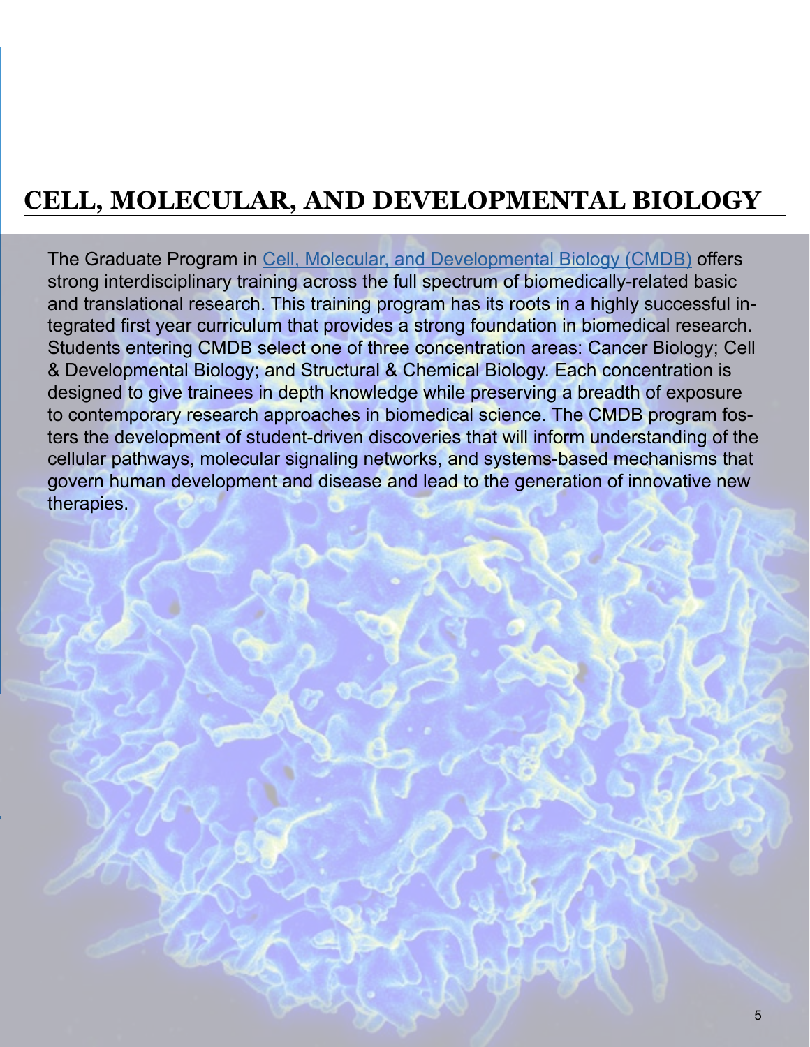# CELL, MOLECULAR, AND DEVELOPMENTAL BIOLOGY

The Graduate Program in [Cell, Molecular, and Developmental Biology (CMDB)]() offers strong interdisciplinary training across the full spectrum of biomedically-related basic and translational research. This training program has its roots in a highly successful integrated first year curriculum that provides a strong foundation in biomedical research. Students entering CMDB select one of three concentration areas: Cancer Biology; Cell & Developmental Biology; and Structural & Chemical Biology. Each concentration is designed to give trainees in depth knowledge while preserving a breadth of exposure to contemporary research approaches in biomedical science. The CMDB program fosters the development of student-driven discoveries that will inform understanding of the cellular pathways, molecular signaling networks, and systems-based mechanisms that govern human development and disease and lead to the generation of innovative new therapies.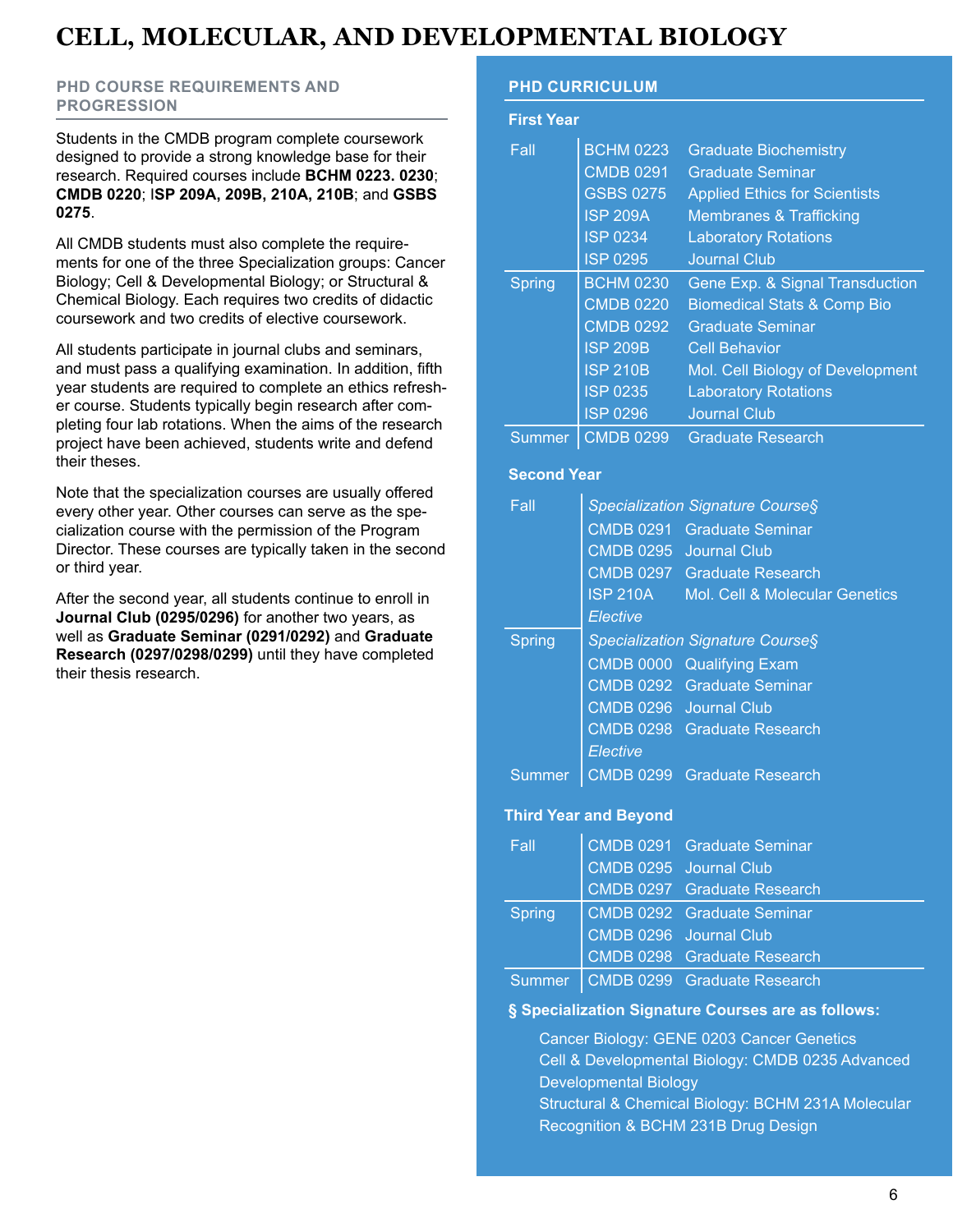# CELL, MOLECULAR, AND DEVELOPMENTAL BIOLOGY

## PHD COURSE REQUIREMENTS AND PROGRESSION

Students in the CMDB program complete coursework designed to provide a strong knowledge base for their research. Required courses include **BCHM 0223. 0230**; **CMDB 0220**; I**SP 209A, 209B, 210A, 210B**; and **GSBS 0275**.

All CMDB students must also complete the requirements for one of the three Specialization groups: Cancer Biology; Cell & Developmental Biology; or Structural & Chemical Biology. Each requires two credits of didactic coursework and two credits of elective coursework.

All students participate in journal clubs and seminars, and must pass a qualifying examination. In addition, fifth year students are required to complete an ethics refresher course. Students typically begin research after completing four lab rotations. When the aims of the research project have been achieved, students write and defend their theses.

Note that the specialization courses are usually offered every other year. Other courses can serve as the specialization course with the permission of the Program Director. These courses are typically taken in the second or third year.

After the second year, all students continue to enroll in **Journal Club (0295/0296)** for another two years, as well as **Graduate Seminar (0291/0292)** and **Graduate Research (0297/0298/0299)** until they have completed their thesis research.

## PHD CURRICULUM

### First Year

| Term | Course | Title |
|---|---|---|
| Fall | BCHM 0223 | Graduate Biochemistry |
| | CMDB 0291 | Graduate Seminar |
| | GSBS 0275 | Applied Ethics for Scientists |
| | ISP 209A | Membranes & Trafficking |
| | ISP 0234 | Laboratory Rotations |
| | ISP 0295 | Journal Club |
| Spring | BCHM 0230 | Gene Exp. & Signal Transduction |
| | CMDB 0220 | Biomedical Stats & Comp Bio |
| | CMDB 0292 | Graduate Seminar |
| | ISP 209B | Cell Behavior |
| | ISP 210B | Mol. Cell Biology of Development |
| | ISP 0235 | Laboratory Rotations |
| | ISP 0296 | Journal Club |
| Summer | CMDB 0299 | Graduate Research |

### Second Year

| Term | Course | Title |
|---|---|---|
| Fall | *Specialization Signature Course§* | |
| | CMDB 0291 | Graduate Seminar |
| | CMDB 0295 | Journal Club |
| | CMDB 0297 | Graduate Research |
| | ISP 210A | Mol. Cell & Molecular Genetics |
| | *Elective* | |
| Spring | *Specialization Signature Course§* | |
| | CMDB 0000 | Qualifying Exam |
| | CMDB 0292 | Graduate Seminar |
| | CMDB 0296 | Journal Club |
| | CMDB 0298 | Graduate Research |
| | *Elective* | |
| Summer | CMDB 0299 | Graduate Research |

### Third Year and Beyond

| Term | Course | Title |
|---|---|---|
| Fall | CMDB 0291 | Graduate Seminar |
| | CMDB 0295 | Journal Club |
| | CMDB 0297 | Graduate Research |
| Spring | CMDB 0292 | Graduate Seminar |
| | CMDB 0296 | Journal Club |
| | CMDB 0298 | Graduate Research |
| Summer | CMDB 0299 | Graduate Research |

**§ Specialization Signature Courses are as follows:**

Cancer Biology: GENE 0203 Cancer Genetics
Cell & Developmental Biology: CMDB 0235 Advanced Developmental Biology
Structural & Chemical Biology: BCHM 231A Molecular Recognition & BCHM 231B Drug Design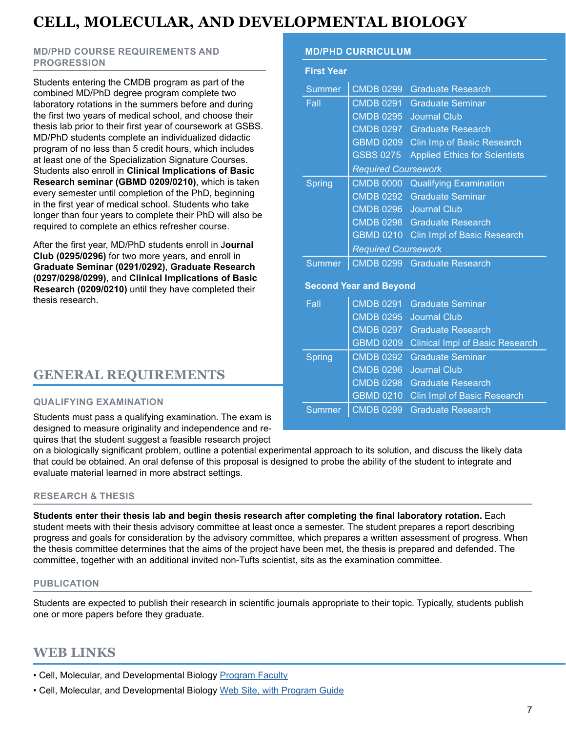# CELL, MOLECULAR, AND DEVELOPMENTAL BIOLOGY

### MD/PHD COURSE REQUIREMENTS AND PROGRESSION

Students entering the CMDB program as part of the combined MD/PhD degree program complete two laboratory rotations in the summers before and during the first two years of medical school, and choose their thesis lab prior to their first year of coursework at GSBS. MD/PhD students complete an individualized didactic program of no less than 5 credit hours, which includes at least one of the Specialization Signature Courses. Students also enroll in **Clinical Implications of Basic Research seminar (GBMD 0209/0210)**, which is taken every semester until completion of the PhD, beginning in the first year of medical school. Students who take longer than four years to complete their PhD will also be required to complete an ethics refresher course.

After the first year, MD/PhD students enroll in J**ournal Club (0295/0296)** for two more years, and enroll in **Graduate Seminar (0291/0292)**, **Graduate Research (0297/0298/0299)**, and **Clinical Implications of Basic Research (0209/0210)** until they have completed their thesis research.

### MD/PHD CURRICULUM

**First Year**

| Term | Course | Title |
|---|---|---|
| Summer | CMDB 0299 | Graduate Research |
| Fall | CMDB 0291 | Graduate Seminar |
| | CMDB 0295 | Journal Club |
| | CMDB 0297 | Graduate Research |
| | GBMD 0209 | Clin Imp of Basic Research |
| | GSBS 0275 | Applied Ethics for Scientists |
| | *Required Coursework* | |
| Spring | CMDB 0000 | Qualifying Examination |
| | CMDB 0292 | Graduate Seminar |
| | CMDB 0296 | Journal Club |
| | CMDB 0298 | Graduate Research |
| | GBMD 0210 | Clin Impl of Basic Research |
| | *Required Coursework* | |
| Summer | CMDB 0299 | Graduate Research |

**Second Year and Beyond**

| Term | Course | Title |
|---|---|---|
| Fall | CMDB 0291 | Graduate Seminar |
| | CMDB 0295 | Journal Club |
| | CMDB 0297 | Graduate Research |
| | GBMD 0209 | Clinical Impl of Basic Research |
| Spring | CMDB 0292 | Graduate Seminar |
| | CMDB 0296 | Journal Club |
| | CMDB 0298 | Graduate Research |
| | GBMD 0210 | Clin Impl of Basic Research |
| Summer | CMDB 0299 | Graduate Research |

## GENERAL REQUIREMENTS

### QUALIFYING EXAMINATION

Students must pass a qualifying examination. The exam is designed to measure originality and independence and requires that the student suggest a feasible research project on a biologically significant problem, outline a potential experimental approach to its solution, and discuss the likely data that could be obtained. An oral defense of this proposal is designed to probe the ability of the student to integrate and evaluate material learned in more abstract settings.

### RESEARCH & THESIS

**Students enter their thesis lab and begin thesis research after completing the final laboratory rotation.** Each student meets with their thesis advisory committee at least once a semester. The student prepares a report describing progress and goals for consideration by the advisory committee, which prepares a written assessment of progress. When the thesis committee determines that the aims of the project have been met, the thesis is prepared and defended. The committee, together with an additional invited non-Tufts scientist, sits as the examination committee.

### PUBLICATION

Students are expected to publish their research in scientific journals appropriate to their topic. Typically, students publish one or more papers before they graduate.

## WEB LINKS

- Cell, Molecular, and Developmental Biology Program Faculty
- Cell, Molecular, and Developmental Biology Web Site, with Program Guide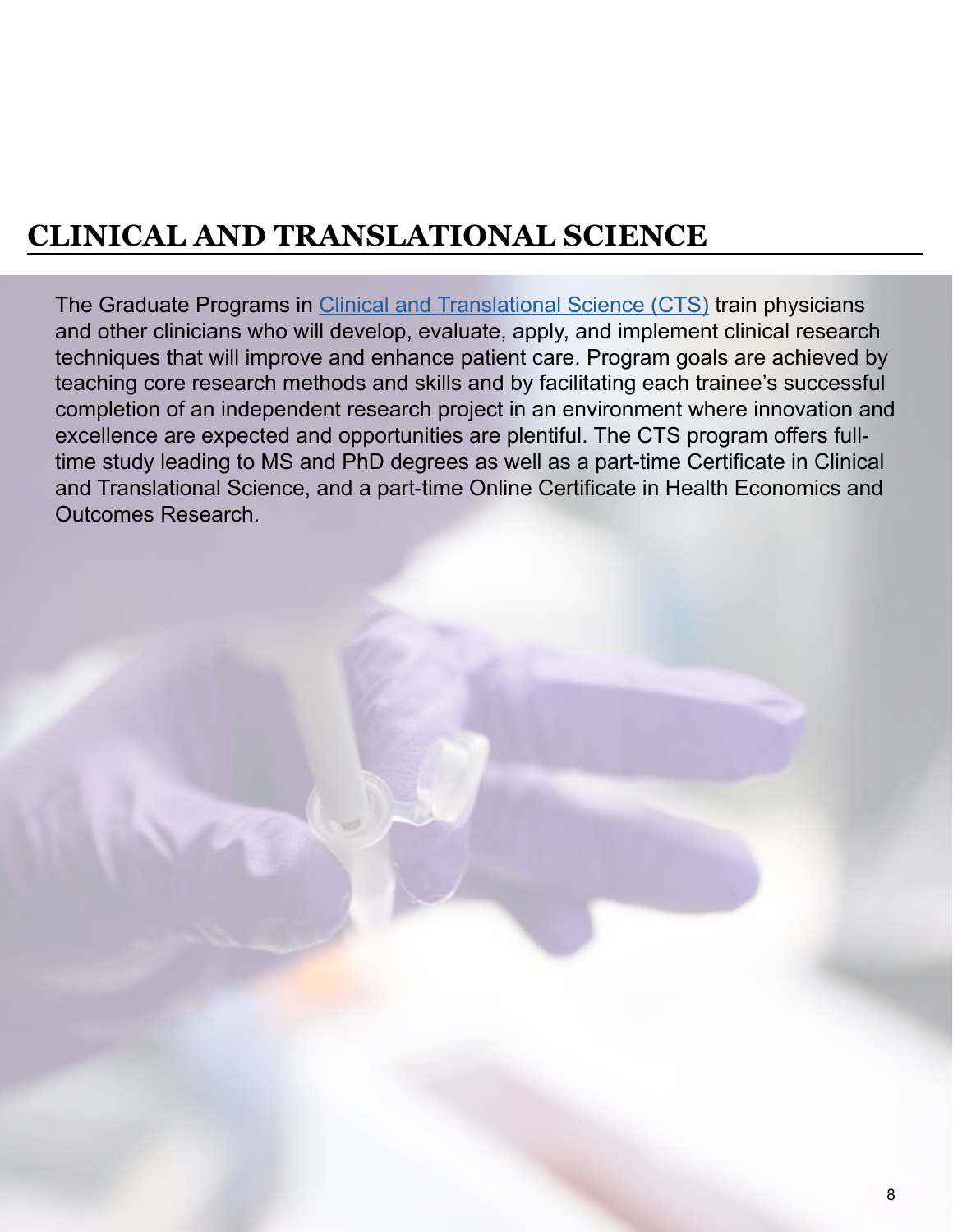# CLINICAL AND TRANSLATIONAL SCIENCE

The Graduate Programs in Clinical and Translational Science (CTS) train physicians and other clinicians who will develop, evaluate, apply, and implement clinical research techniques that will improve and enhance patient care. Program goals are achieved by teaching core research methods and skills and by facilitating each trainee's successful completion of an independent research project in an environment where innovation and excellence are expected and opportunities are plentiful. The CTS program offers full-time study leading to MS and PhD degrees as well as a part-time Certificate in Clinical and Translational Science, and a part-time Online Certificate in Health Economics and Outcomes Research.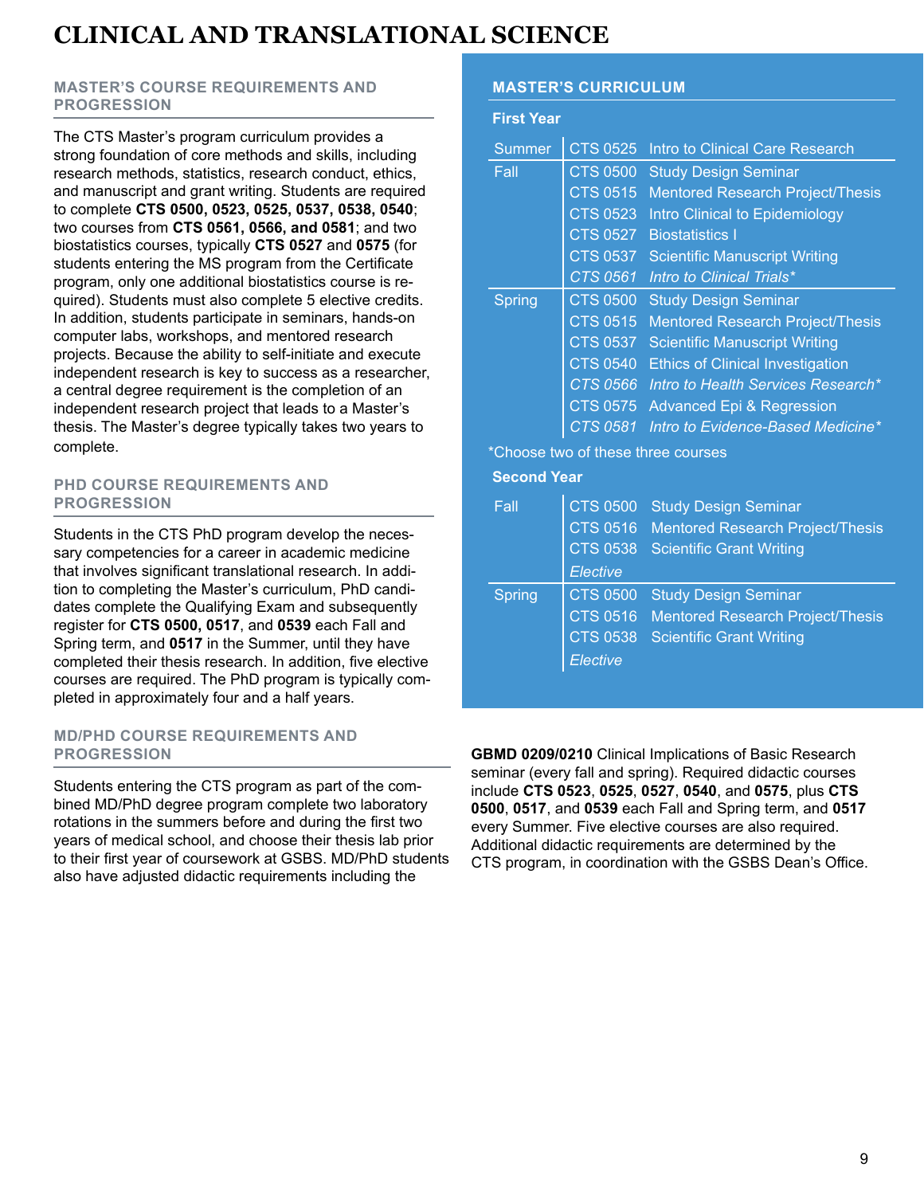# CLINICAL AND TRANSLATIONAL SCIENCE

## MASTER'S COURSE REQUIREMENTS AND PROGRESSION

The CTS Master's program curriculum provides a strong foundation of core methods and skills, including research methods, statistics, research conduct, ethics, and manuscript and grant writing. Students are required to complete **CTS 0500, 0523, 0525, 0537, 0538, 0540**; two courses from **CTS 0561, 0566, and 0581**; and two biostatistics courses, typically **CTS 0527** and **0575** (for students entering the MS program from the Certificate program, only one additional biostatistics course is required). Students must also complete 5 elective credits. In addition, students participate in seminars, hands-on computer labs, workshops, and mentored research projects. Because the ability to self-initiate and execute independent research is key to success as a researcher, a central degree requirement is the completion of an independent research project that leads to a Master's thesis. The Master's degree typically takes two years to complete.

## PHD COURSE REQUIREMENTS AND PROGRESSION

Students in the CTS PhD program develop the necessary competencies for a career in academic medicine that involves significant translational research. In addition to completing the Master's curriculum, PhD candidates complete the Qualifying Exam and subsequently register for **CTS 0500, 0517**, and **0539** each Fall and Spring term, and **0517** in the Summer, until they have completed their thesis research. In addition, five elective courses are required. The PhD program is typically completed in approximately four and a half years.

## MD/PHD COURSE REQUIREMENTS AND PROGRESSION

Students entering the CTS program as part of the combined MD/PhD degree program complete two laboratory rotations in the summers before and during the first two years of medical school, and choose their thesis lab prior to their first year of coursework at GSBS. MD/PhD students also have adjusted didactic requirements including the **GBMD 0209/0210** Clinical Implications of Basic Research seminar (every fall and spring). Required didactic courses include **CTS 0523**, **0525**, **0527**, **0540**, and **0575**, plus **CTS 0500**, **0517**, and **0539** each Fall and Spring term, and **0517** every Summer. Five elective courses are also required. Additional didactic requirements are determined by the CTS program, in coordination with the GSBS Dean's Office.

## MASTER'S CURRICULUM

### First Year

| Term | Course | Title |
|---|---|---|
| Summer | CTS 0525 | Intro to Clinical Care Research |
| Fall | CTS 0500 | Study Design Seminar |
| | CTS 0515 | Mentored Research Project/Thesis |
| | CTS 0523 | Intro Clinical to Epidemiology |
| | CTS 0527 | Biostatistics I |
| | CTS 0537 | Scientific Manuscript Writing |
| | *CTS 0561* | *Intro to Clinical Trials** |
| Spring | CTS 0500 | Study Design Seminar |
| | CTS 0515 | Mentored Research Project/Thesis |
| | CTS 0537 | Scientific Manuscript Writing |
| | CTS 0540 | Ethics of Clinical Investigation |
| | *CTS 0566* | *Intro to Health Services Research** |
| | CTS 0575 | Advanced Epi & Regression |
| | *CTS 0581* | *Intro to Evidence-Based Medicine** |

*Choose two of these three courses

### Second Year

| Term | Course | Title |
|---|---|---|
| Fall | CTS 0500 | Study Design Seminar |
| | CTS 0516 | Mentored Research Project/Thesis |
| | CTS 0538 | Scientific Grant Writing |
| | *Elective* | |
| Spring | CTS 0500 | Study Design Seminar |
| | CTS 0516 | Mentored Research Project/Thesis |
| | CTS 0538 | Scientific Grant Writing |
| | *Elective* | |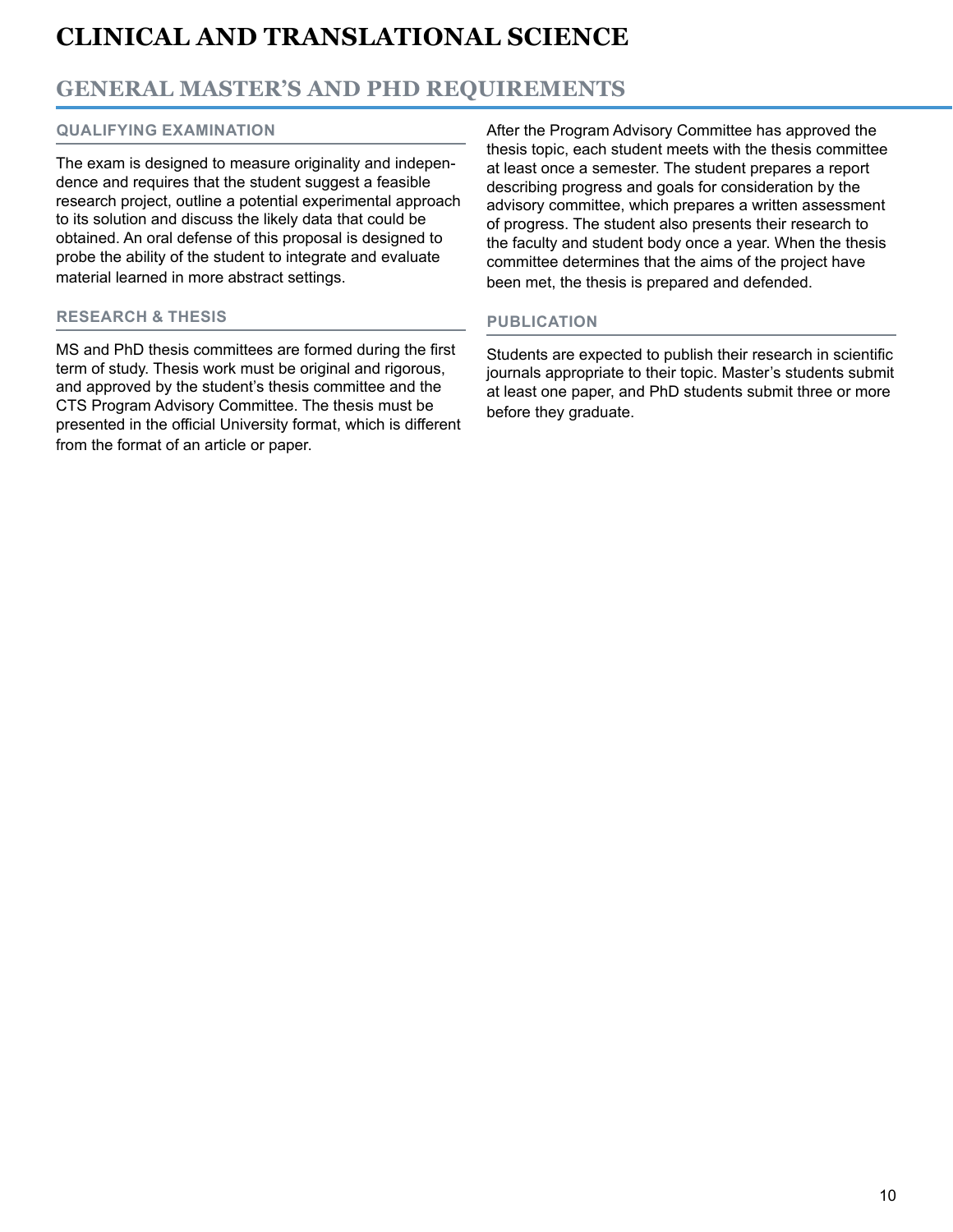# CLINICAL AND TRANSLATIONAL SCIENCE

## GENERAL MASTER'S AND PHD REQUIREMENTS

### QUALIFYING EXAMINATION

The exam is designed to measure originality and independence and requires that the student suggest a feasible research project, outline a potential experimental approach to its solution and discuss the likely data that could be obtained. An oral defense of this proposal is designed to probe the ability of the student to integrate and evaluate material learned in more abstract settings.

### RESEARCH & THESIS

MS and PhD thesis committees are formed during the first term of study. Thesis work must be original and rigorous, and approved by the student's thesis committee and the CTS Program Advisory Committee. The thesis must be presented in the official University format, which is different from the format of an article or paper.

After the Program Advisory Committee has approved the thesis topic, each student meets with the thesis committee at least once a semester. The student prepares a report describing progress and goals for consideration by the advisory committee, which prepares a written assessment of progress. The student also presents their research to the faculty and student body once a year. When the thesis committee determines that the aims of the project have been met, the thesis is prepared and defended.

### PUBLICATION

Students are expected to publish their research in scientific journals appropriate to their topic. Master's students submit at least one paper, and PhD students submit three or more before they graduate.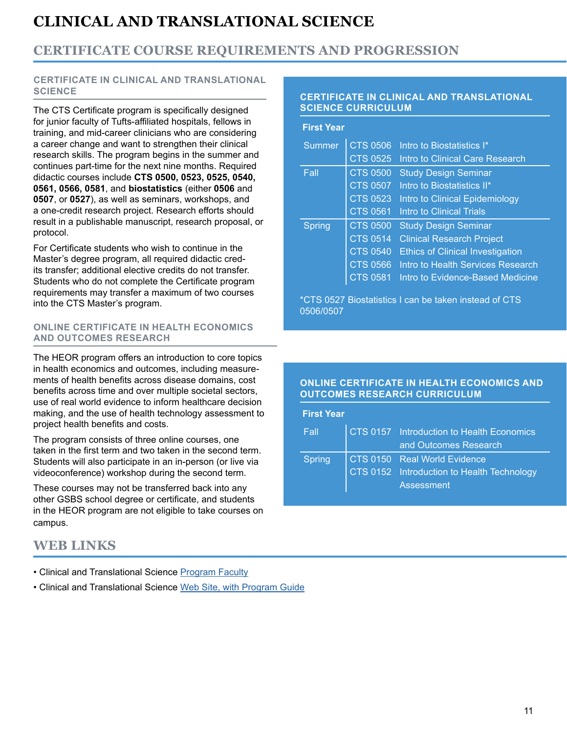# CLINICAL AND TRANSLATIONAL SCIENCE

## CERTIFICATE COURSE REQUIREMENTS AND PROGRESSION

### CERTIFICATE IN CLINICAL AND TRANSLATIONAL SCIENCE

The CTS Certificate program is specifically designed for junior faculty of Tufts-affiliated hospitals, fellows in training, and mid-career clinicians who are considering a career change and want to strengthen their clinical research skills. The program begins in the summer and continues part-time for the next nine months. Required didactic courses include **CTS 0500, 0523, 0525, 0540, 0561, 0566, 0581**, and **biostatistics** (either **0506** and **0507**, or **0527**), as well as seminars, workshops, and a one-credit research project. Research efforts should result in a publishable manuscript, research proposal, or protocol.

For Certificate students who wish to continue in the Master's degree program, all required didactic credits transfer; additional elective credits do not transfer. Students who do not complete the Certificate program requirements may transfer a maximum of two courses into the CTS Master's program.

### CERTIFICATE IN CLINICAL AND TRANSLATIONAL SCIENCE CURRICULUM

**First Year**

| Term | Course | Title |
|---|---|---|
| Summer | CTS 0506 | Intro to Biostatistics I* |
| | CTS 0525 | Intro to Clinical Care Research |
| Fall | CTS 0500 | Study Design Seminar |
| | CTS 0507 | Intro to Biostatistics II* |
| | CTS 0523 | Intro to Clinical Epidemiology |
| | CTS 0561 | Intro to Clinical Trials |
| Spring | CTS 0500 | Study Design Seminar |
| | CTS 0514 | Clinical Research Project |
| | CTS 0540 | Ethics of Clinical Investigation |
| | CTS 0566 | Intro to Health Services Research |
| | CTS 0581 | Intro to Evidence-Based Medicine |

*CTS 0527 Biostatistics I can be taken instead of CTS 0506/0507

### ONLINE CERTIFICATE IN HEALTH ECONOMICS AND OUTCOMES RESEARCH

The HEOR program offers an introduction to core topics in health economics and outcomes, including measurements of health benefits across disease domains, cost benefits across time and over multiple societal sectors, use of real world evidence to inform healthcare decision making, and the use of health technology assessment to project health benefits and costs.

The program consists of three online courses, one taken in the first term and two taken in the second term. Students will also participate in an in-person (or live via videoconference) workshop during the second term.

These courses may not be transferred back into any other GSBS school degree or certificate, and students in the HEOR program are not eligible to take courses on campus.

### ONLINE CERTIFICATE IN HEALTH ECONOMICS AND OUTCOMES RESEARCH CURRICULUM

**First Year**

| Term | Course | Title |
|---|---|---|
| Fall | CTS 0157 | Introduction to Health Economics and Outcomes Research |
| Spring | CTS 0150 | Real World Evidence |
| | CTS 0152 | Introduction to Health Technology Assessment |

## WEB LINKS

- Clinical and Translational Science Program Faculty
- Clinical and Translational Science Web Site, with Program Guide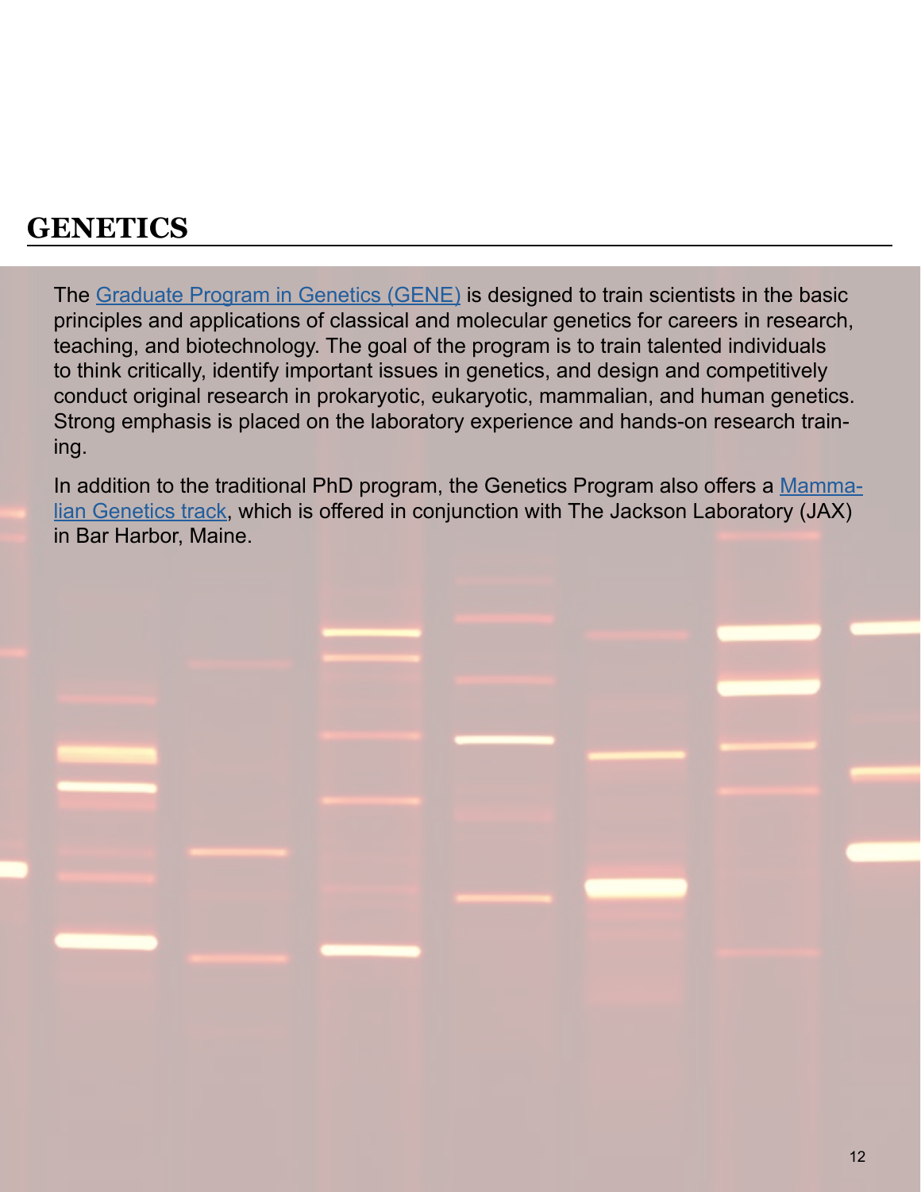# GENETICS

The Graduate Program in Genetics (GENE) is designed to train scientists in the basic principles and applications of classical and molecular genetics for careers in research, teaching, and biotechnology. The goal of the program is to train talented individuals to think critically, identify important issues in genetics, and design and competitively conduct original research in prokaryotic, eukaryotic, mammalian, and human genetics. Strong emphasis is placed on the laboratory experience and hands-on research training.

In addition to the traditional PhD program, the Genetics Program also offers a Mammalian Genetics track, which is offered in conjunction with The Jackson Laboratory (JAX) in Bar Harbor, Maine.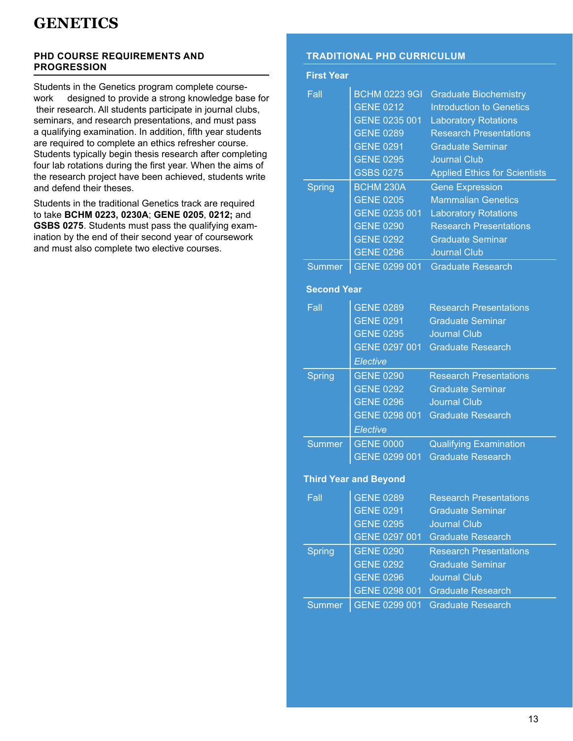# GENETICS

### PHD COURSE REQUIREMENTS AND PROGRESSION

Students in the Genetics program complete coursework designed to provide a strong knowledge base for their research. All students participate in journal clubs, seminars, and research presentations, and must pass a qualifying examination. In addition, fifth year students are required to complete an ethics refresher course. Students typically begin thesis research after completing four lab rotations during the first year. When the aims of the research project have been achieved, students write and defend their theses.

Students in the traditional Genetics track are required to take **BCHM 0223, 0230A**; **GENE 0205**, **0212;** and **GSBS 0275**. Students must pass the qualifying examination by the end of their second year of coursework and must also complete two elective courses.

### TRADITIONAL PHD CURRICULUM

**First Year**

| Term | Course | Title |
|---|---|---|
| Fall | BCHM 0223 9GI | Graduate Biochemistry |
| | GENE 0212 | Introduction to Genetics |
| | GENE 0235 001 | Laboratory Rotations |
| | GENE 0289 | Research Presentations |
| | GENE 0291 | Graduate Seminar |
| | GENE 0295 | Journal Club |
| | GSBS 0275 | Applied Ethics for Scientists |
| Spring | BCHM 230A | Gene Expression |
| | GENE 0205 | Mammalian Genetics |
| | GENE 0235 001 | Laboratory Rotations |
| | GENE 0290 | Research Presentations |
| | GENE 0292 | Graduate Seminar |
| | GENE 0296 | Journal Club |
| Summer | GENE 0299 001 | Graduate Research |

**Second Year**

| Term | Course | Title |
|---|---|---|
| Fall | GENE 0289 | Research Presentations |
| | GENE 0291 | Graduate Seminar |
| | GENE 0295 | Journal Club |
| | GENE 0297 001 | Graduate Research |
| | *Elective* | |
| Spring | GENE 0290 | Research Presentations |
| | GENE 0292 | Graduate Seminar |
| | GENE 0296 | Journal Club |
| | GENE 0298 001 | Graduate Research |
| | *Elective* | |
| Summer | GENE 0000 | Qualifying Examination |
| | GENE 0299 001 | Graduate Research |

**Third Year and Beyond**

| Term | Course | Title |
|---|---|---|
| Fall | GENE 0289 | Research Presentations |
| | GENE 0291 | Graduate Seminar |
| | GENE 0295 | Journal Club |
| | GENE 0297 001 | Graduate Research |
| Spring | GENE 0290 | Research Presentations |
| | GENE 0292 | Graduate Seminar |
| | GENE 0296 | Journal Club |
| | GENE 0298 001 | Graduate Research |
| Summer | GENE 0299 001 | Graduate Research |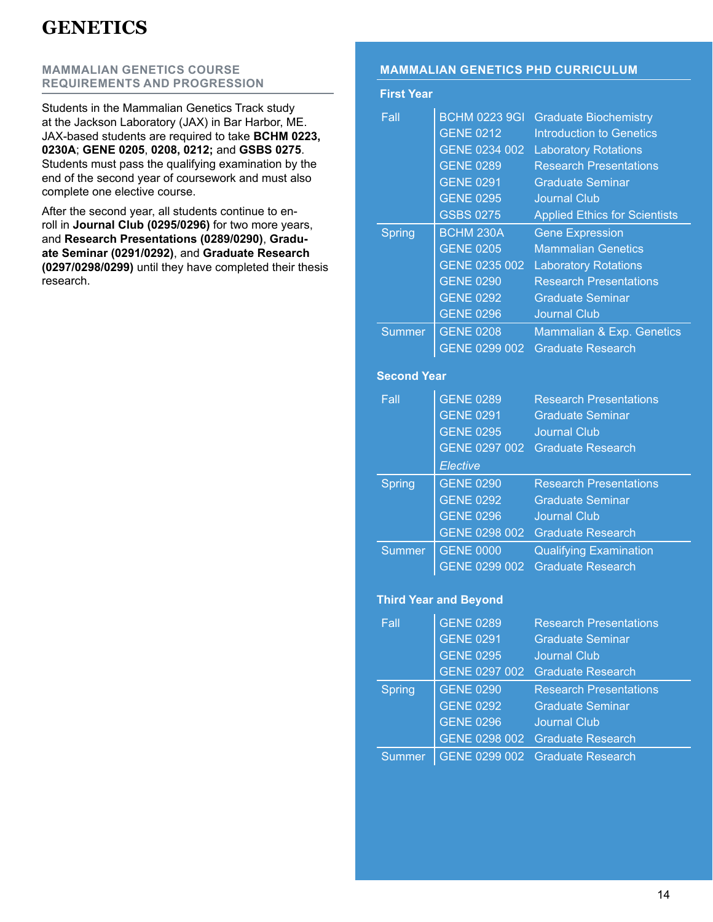# GENETICS

## MAMMALIAN GENETICS COURSE REQUIREMENTS AND PROGRESSION

Students in the Mammalian Genetics Track study at the Jackson Laboratory (JAX) in Bar Harbor, ME. JAX-based students are required to take **BCHM 0223, 0230A**; **GENE 0205**, **0208, 0212;** and **GSBS 0275**. Students must pass the qualifying examination by the end of the second year of coursework and must also complete one elective course.

After the second year, all students continue to enroll in **Journal Club (0295/0296)** for two more years, and **Research Presentations (0289/0290)**, **Graduate Seminar (0291/0292)**, and **Graduate Research (0297/0298/0299)** until they have completed their thesis research.

## MAMMALIAN GENETICS PHD CURRICULUM

### First Year

| Term | Course | Title |
|---|---|---|
| Fall | BCHM 0223 9GI | Graduate Biochemistry |
| | GENE 0212 | Introduction to Genetics |
| | GENE 0234 002 | Laboratory Rotations |
| | GENE 0289 | Research Presentations |
| | GENE 0291 | Graduate Seminar |
| | GENE 0295 | Journal Club |
| | GSBS 0275 | Applied Ethics for Scientists |
| Spring | BCHM 230A | Gene Expression |
| | GENE 0205 | Mammalian Genetics |
| | GENE 0235 002 | Laboratory Rotations |
| | GENE 0290 | Research Presentations |
| | GENE 0292 | Graduate Seminar |
| | GENE 0296 | Journal Club |
| Summer | GENE 0208 | Mammalian & Exp. Genetics |
| | GENE 0299 002 | Graduate Research |

### Second Year

| Term | Course | Title |
|---|---|---|
| Fall | GENE 0289 | Research Presentations |
| | GENE 0291 | Graduate Seminar |
| | GENE 0295 | Journal Club |
| | GENE 0297 002 | Graduate Research |
| | *Elective* | |
| Spring | GENE 0290 | Research Presentations |
| | GENE 0292 | Graduate Seminar |
| | GENE 0296 | Journal Club |
| | GENE 0298 002 | Graduate Research |
| Summer | GENE 0000 | Qualifying Examination |
| | GENE 0299 002 | Graduate Research |

### Third Year and Beyond

| Term | Course | Title |
|---|---|---|
| Fall | GENE 0289 | Research Presentations |
| | GENE 0291 | Graduate Seminar |
| | GENE 0295 | Journal Club |
| | GENE 0297 002 | Graduate Research |
| Spring | GENE 0290 | Research Presentations |
| | GENE 0292 | Graduate Seminar |
| | GENE 0296 | Journal Club |
| | GENE 0298 002 | Graduate Research |
| Summer | GENE 0299 002 | Graduate Research |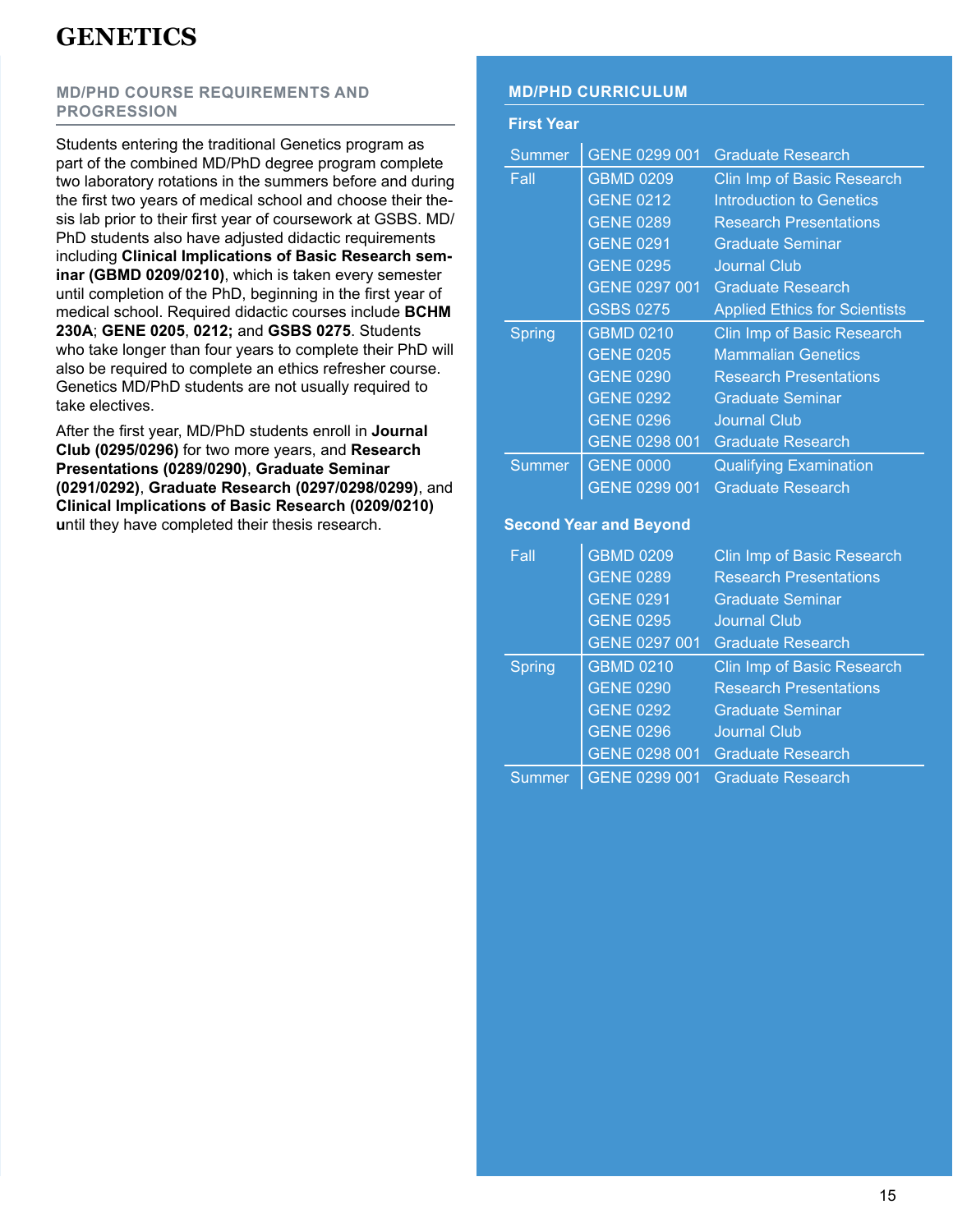# GENETICS

## MD/PHD COURSE REQUIREMENTS AND PROGRESSION

Students entering the traditional Genetics program as part of the combined MD/PhD degree program complete two laboratory rotations in the summers before and during the first two years of medical school and choose their thesis lab prior to their first year of coursework at GSBS. MD/PhD students also have adjusted didactic requirements including **Clinical Implications of Basic Research seminar (GBMD 0209/0210)**, which is taken every semester until completion of the PhD, beginning in the first year of medical school. Required didactic courses include **BCHM 230A**; **GENE 0205**, **0212;** and **GSBS 0275**. Students who take longer than four years to complete their PhD will also be required to complete an ethics refresher course. Genetics MD/PhD students are not usually required to take electives.

After the first year, MD/PhD students enroll in **Journal Club (0295/0296)** for two more years, and **Research Presentations (0289/0290)**, **Graduate Seminar (0291/0292)**, **Graduate Research (0297/0298/0299)**, and **Clinical Implications of Basic Research (0209/0210)** **u**ntil they have completed their thesis research.

## MD/PHD CURRICULUM

### First Year

| Term | Course | Title |
|---|---|---|
| Summer | GENE 0299 001 | Graduate Research |
| Fall | GBMD 0209 | Clin Imp of Basic Research |
| | GENE 0212 | Introduction to Genetics |
| | GENE 0289 | Research Presentations |
| | GENE 0291 | Graduate Seminar |
| | GENE 0295 | Journal Club |
| | GENE 0297 001 | Graduate Research |
| | GSBS 0275 | Applied Ethics for Scientists |
| Spring | GBMD 0210 | Clin Imp of Basic Research |
| | GENE 0205 | Mammalian Genetics |
| | GENE 0290 | Research Presentations |
| | GENE 0292 | Graduate Seminar |
| | GENE 0296 | Journal Club |
| | GENE 0298 001 | Graduate Research |
| Summer | GENE 0000 | Qualifying Examination |
| | GENE 0299 001 | Graduate Research |

### Second Year and Beyond

| Term | Course | Title |
|---|---|---|
| Fall | GBMD 0209 | Clin Imp of Basic Research |
| | GENE 0289 | Research Presentations |
| | GENE 0291 | Graduate Seminar |
| | GENE 0295 | Journal Club |
| | GENE 0297 001 | Graduate Research |
| Spring | GBMD 0210 | Clin Imp of Basic Research |
| | GENE 0290 | Research Presentations |
| | GENE 0292 | Graduate Seminar |
| | GENE 0296 | Journal Club |
| | GENE 0298 001 | Graduate Research |
| Summer | GENE 0299 001 | Graduate Research |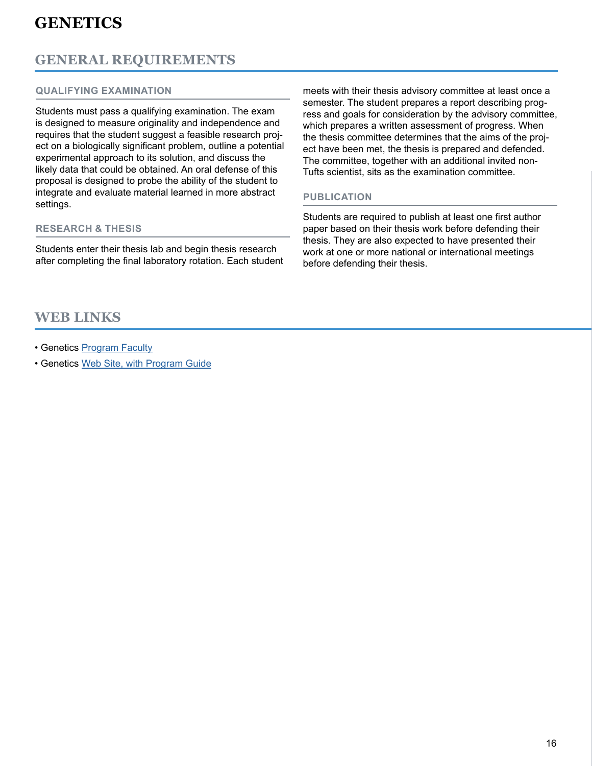# GENETICS

## GENERAL REQUIREMENTS

### QUALIFYING EXAMINATION

Students must pass a qualifying examination. The exam is designed to measure originality and independence and requires that the student suggest a feasible research project on a biologically significant problem, outline a potential experimental approach to its solution, and discuss the likely data that could be obtained. An oral defense of this proposal is designed to probe the ability of the student to integrate and evaluate material learned in more abstract settings.

### RESEARCH & THESIS

Students enter their thesis lab and begin thesis research after completing the final laboratory rotation. Each student meets with their thesis advisory committee at least once a semester. The student prepares a report describing progress and goals for consideration by the advisory committee, which prepares a written assessment of progress. When the thesis committee determines that the aims of the project have been met, the thesis is prepared and defended. The committee, together with an additional invited non-Tufts scientist, sits as the examination committee.

### PUBLICATION

Students are required to publish at least one first author paper based on their thesis work before defending their thesis. They are also expected to have presented their work at one or more national or international meetings before defending their thesis.

## WEB LINKS

- Genetics Program Faculty
- Genetics Web Site, with Program Guide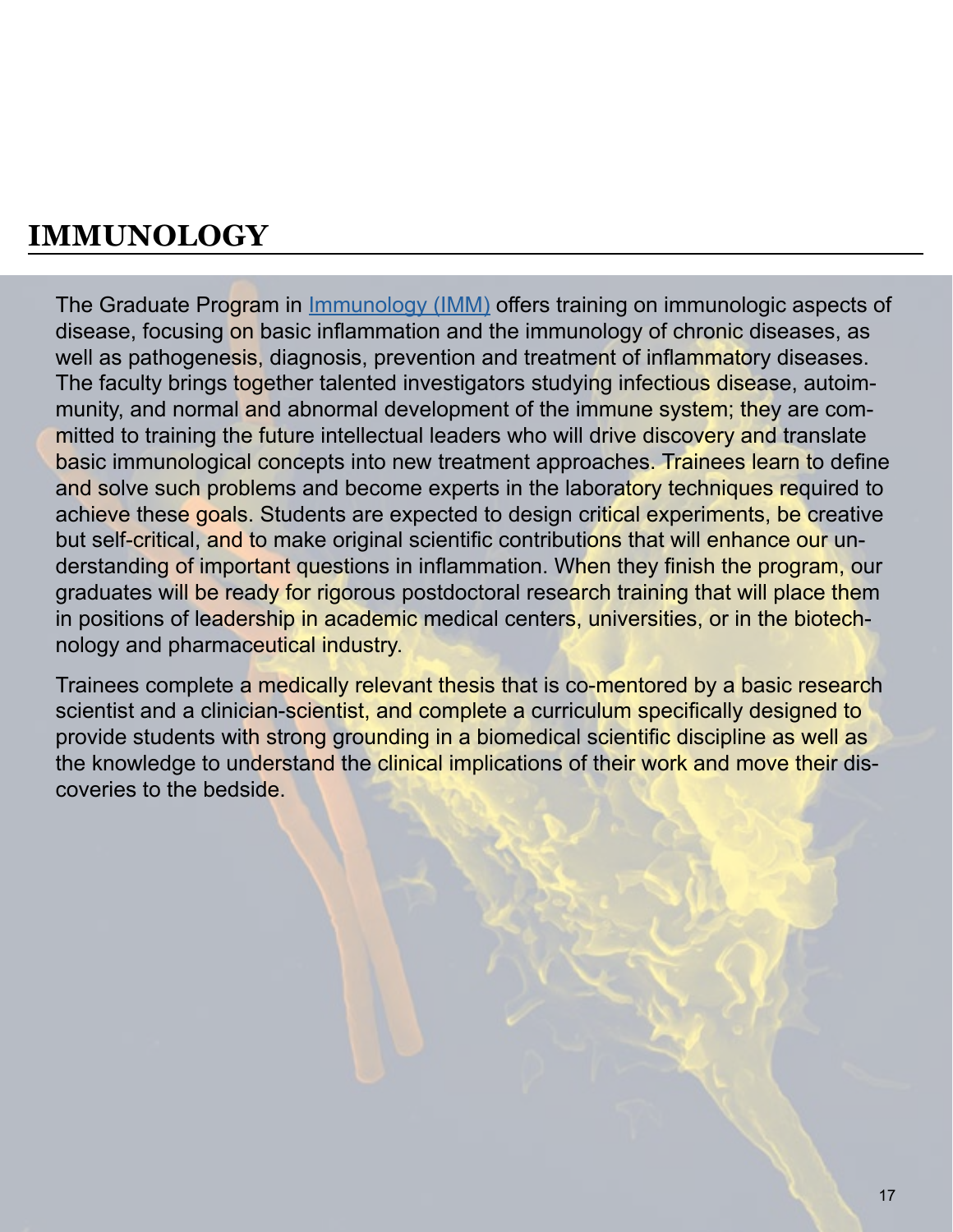# IMMUNOLOGY

The Graduate Program in [Immunology (IMM)]() offers training on immunologic aspects of disease, focusing on basic inflammation and the immunology of chronic diseases, as well as pathogenesis, diagnosis, prevention and treatment of inflammatory diseases. The faculty brings together talented investigators studying infectious disease, autoimmunity, and normal and abnormal development of the immune system; they are committed to training the future intellectual leaders who will drive discovery and translate basic immunological concepts into new treatment approaches. Trainees learn to define and solve such problems and become experts in the laboratory techniques required to achieve these goals. Students are expected to design critical experiments, be creative but self-critical, and to make original scientific contributions that will enhance our understanding of important questions in inflammation. When they finish the program, our graduates will be ready for rigorous postdoctoral research training that will place them in positions of leadership in academic medical centers, universities, or in the biotechnology and pharmaceutical industry.

Trainees complete a medically relevant thesis that is co-mentored by a basic research scientist and a clinician-scientist, and complete a curriculum specifically designed to provide students with strong grounding in a biomedical scientific discipline as well as the knowledge to understand the clinical implications of their work and move their discoveries to the bedside.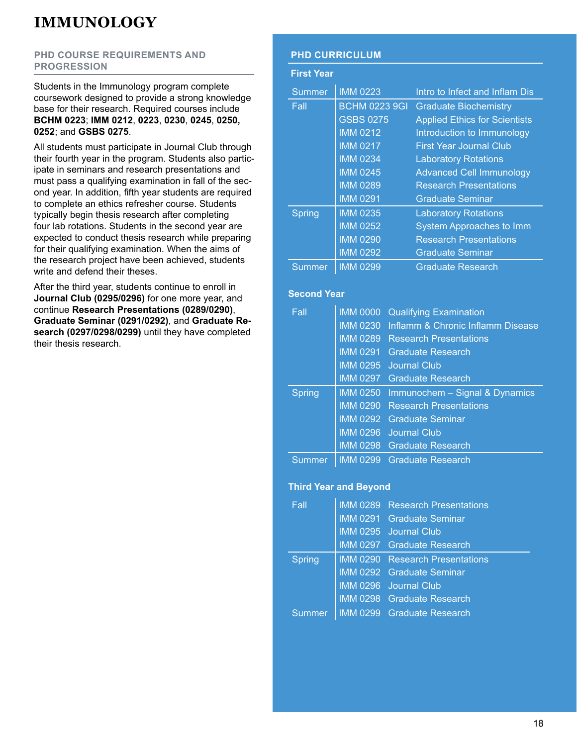# IMMUNOLOGY

## PHD COURSE REQUIREMENTS AND PROGRESSION

Students in the Immunology program complete coursework designed to provide a strong knowledge base for their research. Required courses include **BCHM 0223**; **IMM 0212**, **0223**, **0230**, **0245**, **0250**, **0252**; and **GSBS 0275**.

All students must participate in Journal Club through their fourth year in the program. Students also participate in seminars and research presentations and must pass a qualifying examination in fall of the second year. In addition, fifth year students are required to complete an ethics refresher course. Students typically begin thesis research after completing four lab rotations. Students in the second year are expected to conduct thesis research while preparing for their qualifying examination. When the aims of the research project have been achieved, students write and defend their theses.

After the third year, students continue to enroll in **Journal Club (0295/0296)** for one more year, and continue **Research Presentations (0289/0290)**, **Graduate Seminar (0291/0292)**, and **Graduate Research (0297/0298/0299)** until they have completed their thesis research.

## PHD CURRICULUM

### First Year

| Term | Course | Title |
|---|---|---|
| Summer | IMM 0223 | Intro to Infect and Inflam Dis |
| Fall | BCHM 0223 9GI | Graduate Biochemistry |
| | GSBS 0275 | Applied Ethics for Scientists |
| | IMM 0212 | Introduction to Immunology |
| | IMM 0217 | First Year Journal Club |
| | IMM 0234 | Laboratory Rotations |
| | IMM 0245 | Advanced Cell Immunology |
| | IMM 0289 | Research Presentations |
| | IMM 0291 | Graduate Seminar |
| Spring | IMM 0235 | Laboratory Rotations |
| | IMM 0252 | System Approaches to Imm |
| | IMM 0290 | Research Presentations |
| | IMM 0292 | Graduate Seminar |
| Summer | IMM 0299 | Graduate Research |

### Second Year

| Term | Course | Title |
|---|---|---|
| Fall | IMM 0000 | Qualifying Examination |
| | IMM 0230 | Inflamm & Chronic Inflamm Disease |
| | IMM 0289 | Research Presentations |
| | IMM 0291 | Graduate Research |
| | IMM 0295 | Journal Club |
| | IMM 0297 | Graduate Research |
| Spring | IMM 0250 | Immunochem – Signal & Dynamics |
| | IMM 0290 | Research Presentations |
| | IMM 0292 | Graduate Seminar |
| | IMM 0296 | Journal Club |
| | IMM 0298 | Graduate Research |
| Summer | IMM 0299 | Graduate Research |

### Third Year and Beyond

| Term | Course | Title |
|---|---|---|
| Fall | IMM 0289 | Research Presentations |
| | IMM 0291 | Graduate Seminar |
| | IMM 0295 | Journal Club |
| | IMM 0297 | Graduate Research |
| Spring | IMM 0290 | Research Presentations |
| | IMM 0292 | Graduate Seminar |
| | IMM 0296 | Journal Club |
| | IMM 0298 | Graduate Research |
| Summer | IMM 0299 | Graduate Research |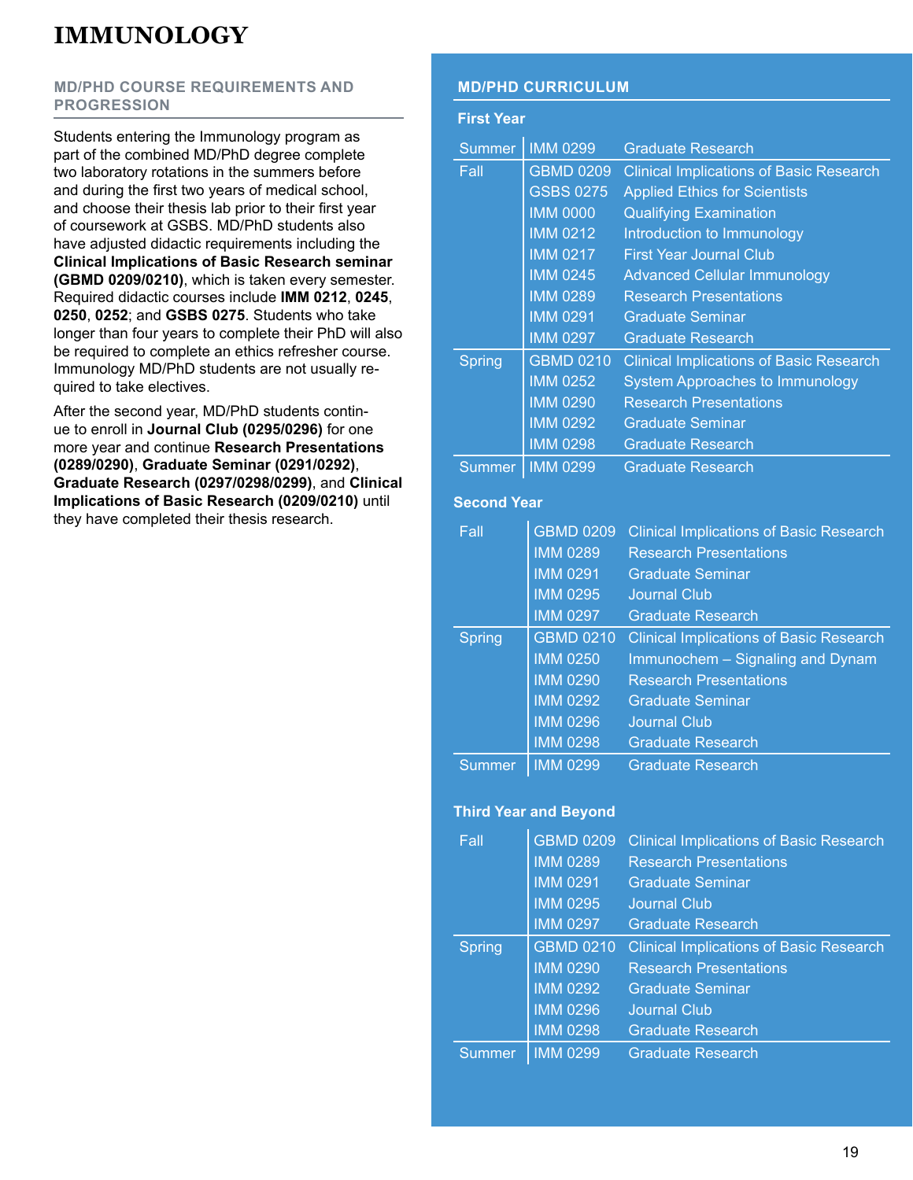# IMMUNOLOGY

## MD/PHD COURSE REQUIREMENTS AND PROGRESSION

Students entering the Immunology program as part of the combined MD/PhD degree complete two laboratory rotations in the summers before and during the first two years of medical school, and choose their thesis lab prior to their first year of coursework at GSBS. MD/PhD students also have adjusted didactic requirements including the **Clinical Implications of Basic Research seminar (GBMD 0209/0210)**, which is taken every semester. Required didactic courses include **IMM 0212**, **0245**, **0250**, **0252**; and **GSBS 0275**. Students who take longer than four years to complete their PhD will also be required to complete an ethics refresher course. Immunology MD/PhD students are not usually required to take electives.

After the second year, MD/PhD students continue to enroll in **Journal Club (0295/0296)** for one more year and continue **Research Presentations (0289/0290)**, **Graduate Seminar (0291/0292)**, **Graduate Research (0297/0298/0299)**, and **Clinical Implications of Basic Research (0209/0210)** until they have completed their thesis research.

## MD/PHD CURRICULUM

### First Year

| Term | Course | Title |
|---|---|---|
| Summer | IMM 0299 | Graduate Research |
| Fall | GBMD 0209 | Clinical Implications of Basic Research |
| | GSBS 0275 | Applied Ethics for Scientists |
| | IMM 0000 | Qualifying Examination |
| | IMM 0212 | Introduction to Immunology |
| | IMM 0217 | First Year Journal Club |
| | IMM 0245 | Advanced Cellular Immunology |
| | IMM 0289 | Research Presentations |
| | IMM 0291 | Graduate Seminar |
| | IMM 0297 | Graduate Research |
| Spring | GBMD 0210 | Clinical Implications of Basic Research |
| | IMM 0252 | System Approaches to Immunology |
| | IMM 0290 | Research Presentations |
| | IMM 0292 | Graduate Seminar |
| | IMM 0298 | Graduate Research |
| Summer | IMM 0299 | Graduate Research |

### Second Year

| Term | Course | Title |
|---|---|---|
| Fall | GBMD 0209 | Clinical Implications of Basic Research |
| | IMM 0289 | Research Presentations |
| | IMM 0291 | Graduate Seminar |
| | IMM 0295 | Journal Club |
| | IMM 0297 | Graduate Research |
| Spring | GBMD 0210 | Clinical Implications of Basic Research |
| | IMM 0250 | Immunochem – Signaling and Dynam |
| | IMM 0290 | Research Presentations |
| | IMM 0292 | Graduate Seminar |
| | IMM 0296 | Journal Club |
| | IMM 0298 | Graduate Research |
| Summer | IMM 0299 | Graduate Research |

### Third Year and Beyond

| Term | Course | Title |
|---|---|---|
| Fall | GBMD 0209 | Clinical Implications of Basic Research |
| | IMM 0289 | Research Presentations |
| | IMM 0291 | Graduate Seminar |
| | IMM 0295 | Journal Club |
| | IMM 0297 | Graduate Research |
| Spring | GBMD 0210 | Clinical Implications of Basic Research |
| | IMM 0290 | Research Presentations |
| | IMM 0292 | Graduate Seminar |
| | IMM 0296 | Journal Club |
| | IMM 0298 | Graduate Research |
| Summer | IMM 0299 | Graduate Research |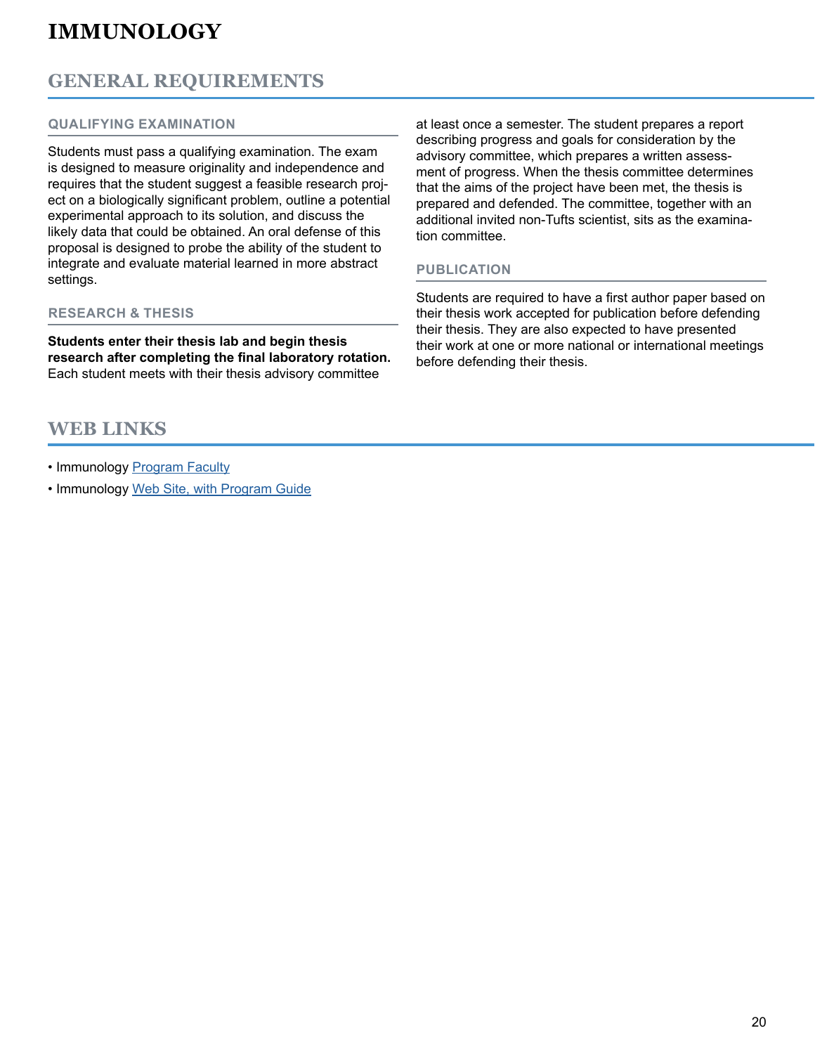# IMMUNOLOGY

## GENERAL REQUIREMENTS

### QUALIFYING EXAMINATION

Students must pass a qualifying examination. The exam is designed to measure originality and independence and requires that the student suggest a feasible research project on a biologically significant problem, outline a potential experimental approach to its solution, and discuss the likely data that could be obtained. An oral defense of this proposal is designed to probe the ability of the student to integrate and evaluate material learned in more abstract settings.

### RESEARCH & THESIS

**Students enter their thesis lab and begin thesis research after completing the final laboratory rotation.** Each student meets with their thesis advisory committee at least once a semester. The student prepares a report describing progress and goals for consideration by the advisory committee, which prepares a written assessment of progress. When the thesis committee determines that the aims of the project have been met, the thesis is prepared and defended. The committee, together with an additional invited non-Tufts scientist, sits as the examination committee.

### PUBLICATION

Students are required to have a first author paper based on their thesis work accepted for publication before defending their thesis. They are also expected to have presented their work at one or more national or international meetings before defending their thesis.

## WEB LINKS

- Immunology Program Faculty
- Immunology Web Site, with Program Guide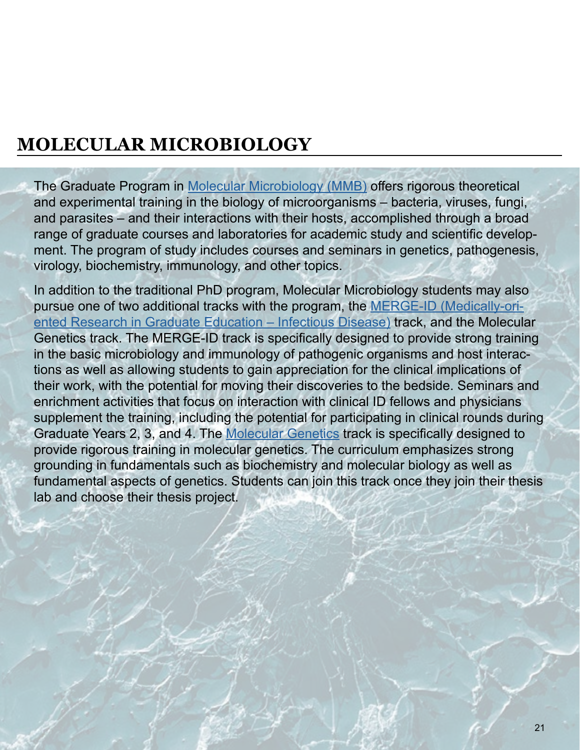# MOLECULAR MICROBIOLOGY

The Graduate Program in Molecular Microbiology (MMB) offers rigorous theoretical and experimental training in the biology of microorganisms – bacteria, viruses, fungi, and parasites – and their interactions with their hosts, accomplished through a broad range of graduate courses and laboratories for academic study and scientific development. The program of study includes courses and seminars in genetics, pathogenesis, virology, biochemistry, immunology, and other topics.

In addition to the traditional PhD program, Molecular Microbiology students may also pursue one of two additional tracks with the program, the MERGE-ID (Medically-oriented Research in Graduate Education – Infectious Disease) track, and the Molecular Genetics track. The MERGE-ID track is specifically designed to provide strong training in the basic microbiology and immunology of pathogenic organisms and host interactions as well as allowing students to gain appreciation for the clinical implications of their work, with the potential for moving their discoveries to the bedside. Seminars and enrichment activities that focus on interaction with clinical ID fellows and physicians supplement the training, including the potential for participating in clinical rounds during Graduate Years 2, 3, and 4. The Molecular Genetics track is specifically designed to provide rigorous training in molecular genetics. The curriculum emphasizes strong grounding in fundamentals such as biochemistry and molecular biology as well as fundamental aspects of genetics. Students can join this track once they join their thesis lab and choose their thesis project.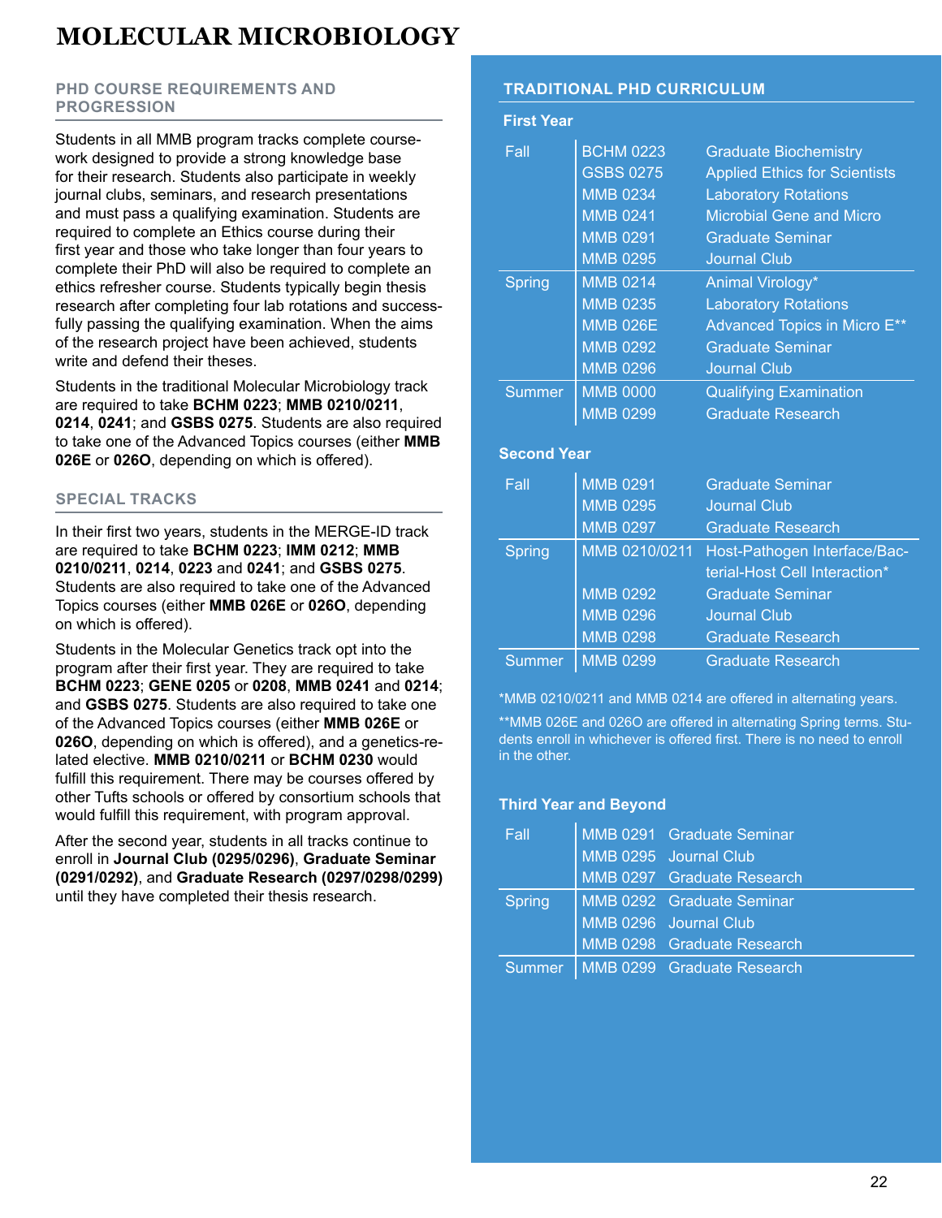# MOLECULAR MICROBIOLOGY

## PHD COURSE REQUIREMENTS AND PROGRESSION

Students in all MMB program tracks complete coursework designed to provide a strong knowledge base for their research. Students also participate in weekly journal clubs, seminars, and research presentations and must pass a qualifying examination. Students are required to complete an Ethics course during their first year and those who take longer than four years to complete their PhD will also be required to complete an ethics refresher course. Students typically begin thesis research after completing four lab rotations and successfully passing the qualifying examination. When the aims of the research project have been achieved, students write and defend their theses.

Students in the traditional Molecular Microbiology track are required to take **BCHM 0223**; **MMB 0210/0211**, **0214**, **0241**; and **GSBS 0275**. Students are also required to take one of the Advanced Topics courses (either **MMB 026E** or **026O**, depending on which is offered).

## SPECIAL TRACKS

In their first two years, students in the MERGE-ID track are required to take **BCHM 0223**; **IMM 0212**; **MMB 0210/0211**, **0214**, **0223** and **0241**; and **GSBS 0275**. Students are also required to take one of the Advanced Topics courses (either **MMB 026E** or **026O**, depending on which is offered).

Students in the Molecular Genetics track opt into the program after their first year. They are required to take **BCHM 0223**; **GENE 0205** or **0208**, **MMB 0241** and **0214**; and **GSBS 0275**. Students are also required to take one of the Advanced Topics courses (either **MMB 026E** or **026O**, depending on which is offered), and a genetics-related elective. **MMB 0210/0211** or **BCHM 0230** would fulfill this requirement. There may be courses offered by other Tufts schools or offered by consortium schools that would fulfill this requirement, with program approval.

After the second year, students in all tracks continue to enroll in **Journal Club (0295/0296)**, **Graduate Seminar (0291/0292)**, and **Graduate Research (0297/0298/0299)** until they have completed their thesis research.

## TRADITIONAL PHD CURRICULUM

### First Year

| Term | Course | Title |
|---|---|---|
| Fall | BCHM 0223 | Graduate Biochemistry |
| | GSBS 0275 | Applied Ethics for Scientists |
| | MMB 0234 | Laboratory Rotations |
| | MMB 0241 | Microbial Gene and Micro |
| | MMB 0291 | Graduate Seminar |
| | MMB 0295 | Journal Club |
| Spring | MMB 0214 | Animal Virology* |
| | MMB 0235 | Laboratory Rotations |
| | MMB 026E | Advanced Topics in Micro E** |
| | MMB 0292 | Graduate Seminar |
| | MMB 0296 | Journal Club |
| Summer | MMB 0000 | Qualifying Examination |
| | MMB 0299 | Graduate Research |

### Second Year

| Term | Course | Title |
|---|---|---|
| Fall | MMB 0291 | Graduate Seminar |
| | MMB 0295 | Journal Club |
| | MMB 0297 | Graduate Research |
| Spring | MMB 0210/0211 | Host-Pathogen Interface/Bacterial-Host Cell Interaction* |
| | MMB 0292 | Graduate Seminar |
| | MMB 0296 | Journal Club |
| | MMB 0298 | Graduate Research |
| Summer | MMB 0299 | Graduate Research |

*MMB 0210/0211 and MMB 0214 are offered in alternating years.

**MMB 026E and 026O are offered in alternating Spring terms. Students enroll in whichever is offered first. There is no need to enroll in the other.

### Third Year and Beyond

| Term | Course | Title |
|---|---|---|
| Fall | MMB 0291 | Graduate Seminar |
| | MMB 0295 | Journal Club |
| | MMB 0297 | Graduate Research |
| Spring | MMB 0292 | Graduate Seminar |
| | MMB 0296 | Journal Club |
| | MMB 0298 | Graduate Research |
| Summer | MMB 0299 | Graduate Research |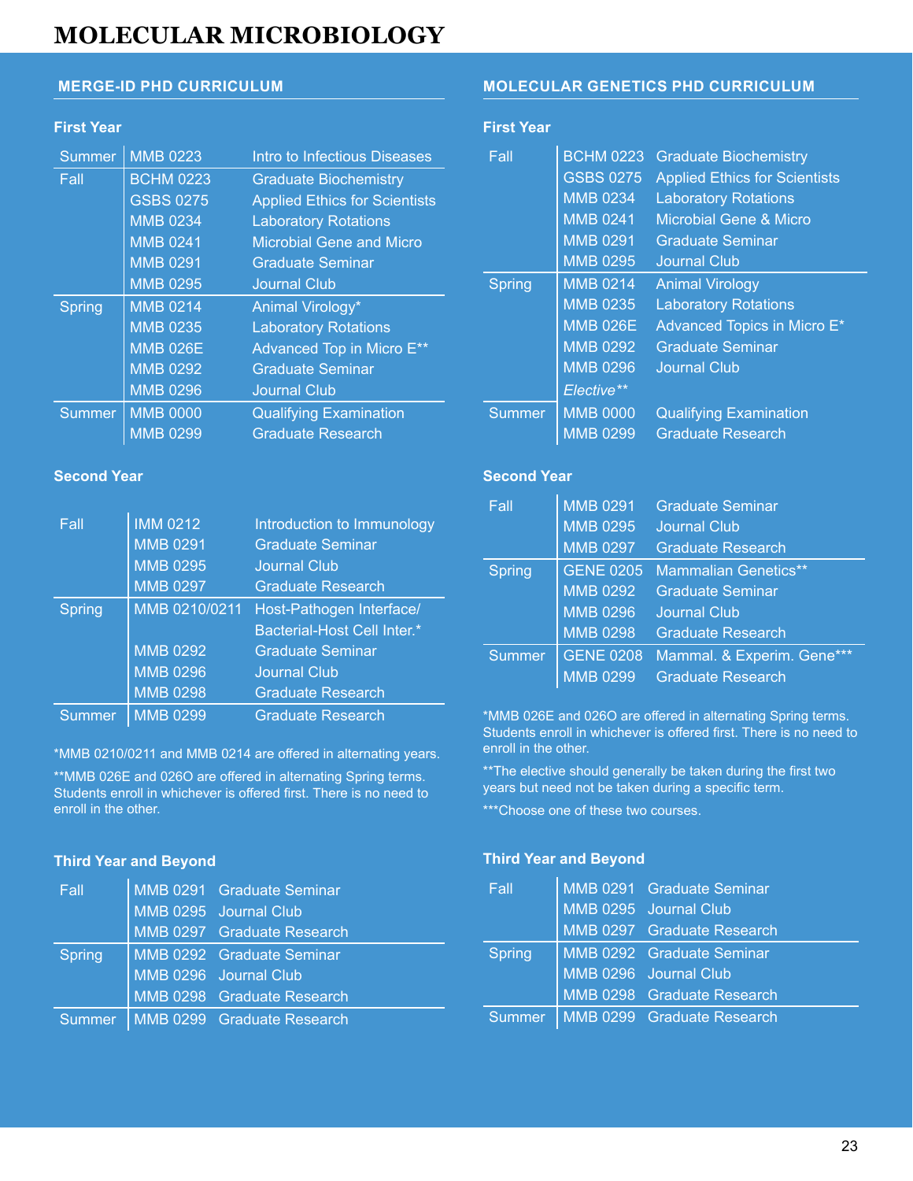# MOLECULAR MICROBIOLOGY

## MERGE-ID PHD CURRICULUM

### First Year

| Term | Course | Title |
|---|---|---|
| Summer | MMB 0223 | Intro to Infectious Diseases |
| Fall | BCHM 0223 | Graduate Biochemistry |
| | GSBS 0275 | Applied Ethics for Scientists |
| | MMB 0234 | Laboratory Rotations |
| | MMB 0241 | Microbial Gene and Micro |
| | MMB 0291 | Graduate Seminar |
| | MMB 0295 | Journal Club |
| Spring | MMB 0214 | Animal Virology* |
| | MMB 0235 | Laboratory Rotations |
| | MMB 026E | Advanced Top in Micro E** |
| | MMB 0292 | Graduate Seminar |
| | MMB 0296 | Journal Club |
| Summer | MMB 0000 | Qualifying Examination |
| | MMB 0299 | Graduate Research |

### Second Year

| Term | Course | Title |
|---|---|---|
| Fall | IMM 0212 | Introduction to Immunology |
| | MMB 0291 | Graduate Seminar |
| | MMB 0295 | Journal Club |
| | MMB 0297 | Graduate Research |
| Spring | MMB 0210/0211 | Host-Pathogen Interface/ Bacterial-Host Cell Inter.* |
| | MMB 0292 | Graduate Seminar |
| | MMB 0296 | Journal Club |
| | MMB 0298 | Graduate Research |
| Summer | MMB 0299 | Graduate Research |

*MMB 0210/0211 and MMB 0214 are offered in alternating years.

**MMB 026E and 026O are offered in alternating Spring terms. Students enroll in whichever is offered first. There is no need to enroll in the other.

### Third Year and Beyond

| Term | Course | Title |
|---|---|---|
| Fall | MMB 0291 | Graduate Seminar |
| | MMB 0295 | Journal Club |
| | MMB 0297 | Graduate Research |
| Spring | MMB 0292 | Graduate Seminar |
| | MMB 0296 | Journal Club |
| | MMB 0298 | Graduate Research |
| Summer | MMB 0299 | Graduate Research |

## MOLECULAR GENETICS PHD CURRICULUM

### First Year

| Term | Course | Title |
|---|---|---|
| Fall | BCHM 0223 | Graduate Biochemistry |
| | GSBS 0275 | Applied Ethics for Scientists |
| | MMB 0234 | Laboratory Rotations |
| | MMB 0241 | Microbial Gene & Micro |
| | MMB 0291 | Graduate Seminar |
| | MMB 0295 | Journal Club |
| Spring | MMB 0214 | Animal Virology |
| | MMB 0235 | Laboratory Rotations |
| | MMB 026E | Advanced Topics in Micro E* |
| | MMB 0292 | Graduate Seminar |
| | MMB 0296 | Journal Club |
| | *Elective*** | |
| Summer | MMB 0000 | Qualifying Examination |
| | MMB 0299 | Graduate Research |

### Second Year

| Term | Course | Title |
|---|---|---|
| Fall | MMB 0291 | Graduate Seminar |
| | MMB 0295 | Journal Club |
| | MMB 0297 | Graduate Research |
| Spring | GENE 0205 | Mammalian Genetics** |
| | MMB 0292 | Graduate Seminar |
| | MMB 0296 | Journal Club |
| | MMB 0298 | Graduate Research |
| Summer | GENE 0208 | Mammal. & Experim. Gene*** |
| | MMB 0299 | Graduate Research |

*MMB 026E and 026O are offered in alternating Spring terms. Students enroll in whichever is offered first. There is no need to enroll in the other.

**The elective should generally be taken during the first two years but need not be taken during a specific term.

***Choose one of these two courses.

### Third Year and Beyond

| Term | Course | Title |
|---|---|---|
| Fall | MMB 0291 | Graduate Seminar |
| | MMB 0295 | Journal Club |
| | MMB 0297 | Graduate Research |
| Spring | MMB 0292 | Graduate Seminar |
| | MMB 0296 | Journal Club |
| | MMB 0298 | Graduate Research |
| Summer | MMB 0299 | Graduate Research |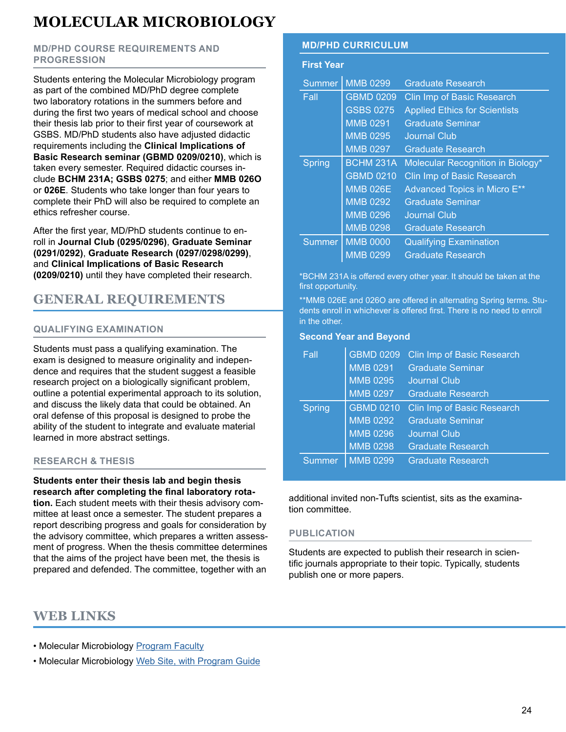# MOLECULAR MICROBIOLOGY

### MD/PHD COURSE REQUIREMENTS AND PROGRESSION

Students entering the Molecular Microbiology program as part of the combined MD/PhD degree complete two laboratory rotations in the summers before and during the first two years of medical school and choose their thesis lab prior to their first year of coursework at GSBS. MD/PhD students also have adjusted didactic requirements including the **Clinical Implications of Basic Research seminar (GBMD 0209/0210)**, which is taken every semester. Required didactic courses include **BCHM 231A; GSBS 0275**; and either **MMB 026O** or **026E**. Students who take longer than four years to complete their PhD will also be required to complete an ethics refresher course.

After the first year, MD/PhD students continue to enroll in **Journal Club (0295/0296)**, **Graduate Seminar (0291/0292)**, **Graduate Research (0297/0298/0299)**, and **Clinical Implications of Basic Research (0209/0210)** until they have completed their research.

### MD/PHD CURRICULUM

**First Year**

| Term | Course | Title |
|---|---|---|
| Summer | MMB 0299 | Graduate Research |
| Fall | GBMD 0209 | Clin Imp of Basic Research |
| | GSBS 0275 | Applied Ethics for Scientists |
| | MMB 0291 | Graduate Seminar |
| | MMB 0295 | Journal Club |
| | MMB 0297 | Graduate Research |
| Spring | BCHM 231A | Molecular Recognition in Biology* |
| | GBMD 0210 | Clin Imp of Basic Research |
| | MMB 026E | Advanced Topics in Micro E** |
| | MMB 0292 | Graduate Seminar |
| | MMB 0296 | Journal Club |
| | MMB 0298 | Graduate Research |
| Summer | MMB 0000 | Qualifying Examination |
| | MMB 0299 | Graduate Research |

*BCHM 231A is offered every other year. It should be taken at the first opportunity.

**MMB 026E and 026O are offered in alternating Spring terms. Students enroll in whichever is offered first. There is no need to enroll in the other.

**Second Year and Beyond**

| Term | Course | Title |
|---|---|---|
| Fall | GBMD 0209 | Clin Imp of Basic Research |
| | MMB 0291 | Graduate Seminar |
| | MMB 0295 | Journal Club |
| | MMB 0297 | Graduate Research |
| Spring | GBMD 0210 | Clin Imp of Basic Research |
| | MMB 0292 | Graduate Seminar |
| | MMB 0296 | Journal Club |
| | MMB 0298 | Graduate Research |
| Summer | MMB 0299 | Graduate Research |

## GENERAL REQUIREMENTS

### QUALIFYING EXAMINATION

Students must pass a qualifying examination. The exam is designed to measure originality and independence and requires that the student suggest a feasible research project on a biologically significant problem, outline a potential experimental approach to its solution, and discuss the likely data that could be obtained. An oral defense of this proposal is designed to probe the ability of the student to integrate and evaluate material learned in more abstract settings.

### RESEARCH & THESIS

**Students enter their thesis lab and begin thesis research after completing the final laboratory rotation.** Each student meets with their thesis advisory committee at least once a semester. The student prepares a report describing progress and goals for consideration by the advisory committee, which prepares a written assessment of progress. When the thesis committee determines that the aims of the project have been met, the thesis is prepared and defended. The committee, together with an additional invited non-Tufts scientist, sits as the examination committee.

### PUBLICATION

Students are expected to publish their research in scientific journals appropriate to their topic. Typically, students publish one or more papers.

## WEB LINKS

- Molecular Microbiology [Program Faculty]
- Molecular Microbiology [Web Site, with Program Guide]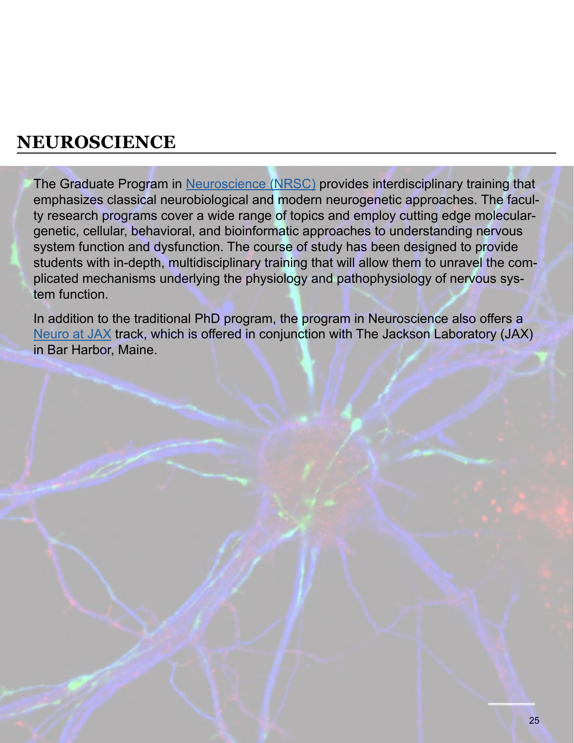# NEUROSCIENCE

The Graduate Program in Neuroscience (NRSC) provides interdisciplinary training that emphasizes classical neurobiological and modern neurogenetic approaches. The faculty research programs cover a wide range of topics and employ cutting edge molecular-genetic, cellular, behavioral, and bioinformatic approaches to understanding nervous system function and dysfunction. The course of study has been designed to provide students with in-depth, multidisciplinary training that will allow them to unravel the complicated mechanisms underlying the physiology and pathophysiology of nervous system function.

In addition to the traditional PhD program, the program in Neuroscience also offers a Neuro at JAX track, which is offered in conjunction with The Jackson Laboratory (JAX) in Bar Harbor, Maine.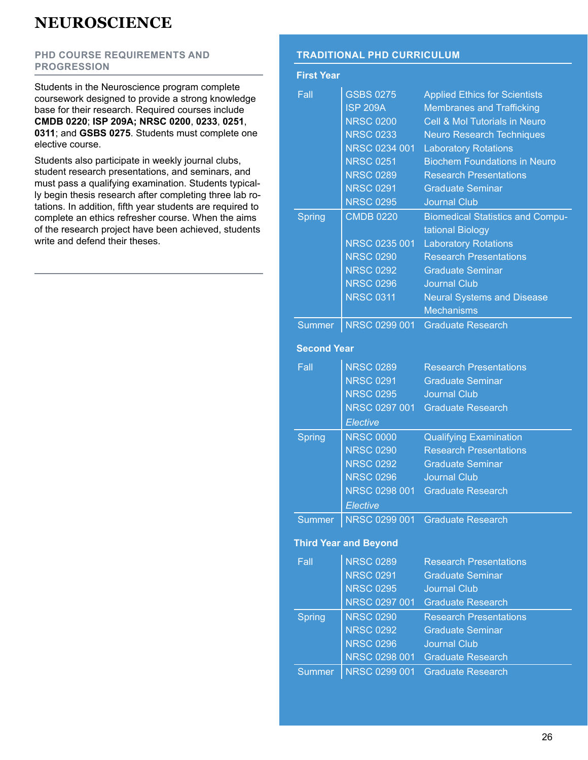# NEUROSCIENCE

## PHD COURSE REQUIREMENTS AND PROGRESSION

Students in the Neuroscience program complete coursework designed to provide a strong knowledge base for their research. Required courses include **CMDB 0220**; **ISP 209A; NRSC 0200**, **0233**, **0251**, **0311**; and **GSBS 0275**. Students must complete one elective course.

Students also participate in weekly journal clubs, student research presentations, and seminars, and must pass a qualifying examination. Students typically begin thesis research after completing three lab rotations. In addition, fifth year students are required to complete an ethics refresher course. When the aims of the research project have been achieved, students write and defend their theses.

## TRADITIONAL PHD CURRICULUM

### First Year

| Term | Course | Title |
|---|---|---|
| Fall | GSBS 0275 | Applied Ethics for Scientists |
| | ISP 209A | Membranes and Trafficking |
| | NRSC 0200 | Cell & Mol Tutorials in Neuro |
| | NRSC 0233 | Neuro Research Techniques |
| | NRSC 0234 001 | Laboratory Rotations |
| | NRSC 0251 | Biochem Foundations in Neuro |
| | NRSC 0289 | Research Presentations |
| | NRSC 0291 | Graduate Seminar |
| | NRSC 0295 | Journal Club |
| Spring | CMDB 0220 | Biomedical Statistics and Computational Biology |
| | NRSC 0235 001 | Laboratory Rotations |
| | NRSC 0290 | Research Presentations |
| | NRSC 0292 | Graduate Seminar |
| | NRSC 0296 | Journal Club |
| | NRSC 0311 | Neural Systems and Disease Mechanisms |
| Summer | NRSC 0299 001 | Graduate Research |

### Second Year

| Term | Course | Title |
|---|---|---|
| Fall | NRSC 0289 | Research Presentations |
| | NRSC 0291 | Graduate Seminar |
| | NRSC 0295 | Journal Club |
| | NRSC 0297 001 | Graduate Research |
| | *Elective* | |
| Spring | NRSC 0000 | Qualifying Examination |
| | NRSC 0290 | Research Presentations |
| | NRSC 0292 | Graduate Seminar |
| | NRSC 0296 | Journal Club |
| | NRSC 0298 001 | Graduate Research |
| | *Elective* | |
| Summer | NRSC 0299 001 | Graduate Research |

### Third Year and Beyond

| Term | Course | Title |
|---|---|---|
| Fall | NRSC 0289 | Research Presentations |
| | NRSC 0291 | Graduate Seminar |
| | NRSC 0295 | Journal Club |
| | NRSC 0297 001 | Graduate Research |
| Spring | NRSC 0290 | Research Presentations |
| | NRSC 0292 | Graduate Seminar |
| | NRSC 0296 | Journal Club |
| | NRSC 0298 001 | Graduate Research |
| Summer | NRSC 0299 001 | Graduate Research |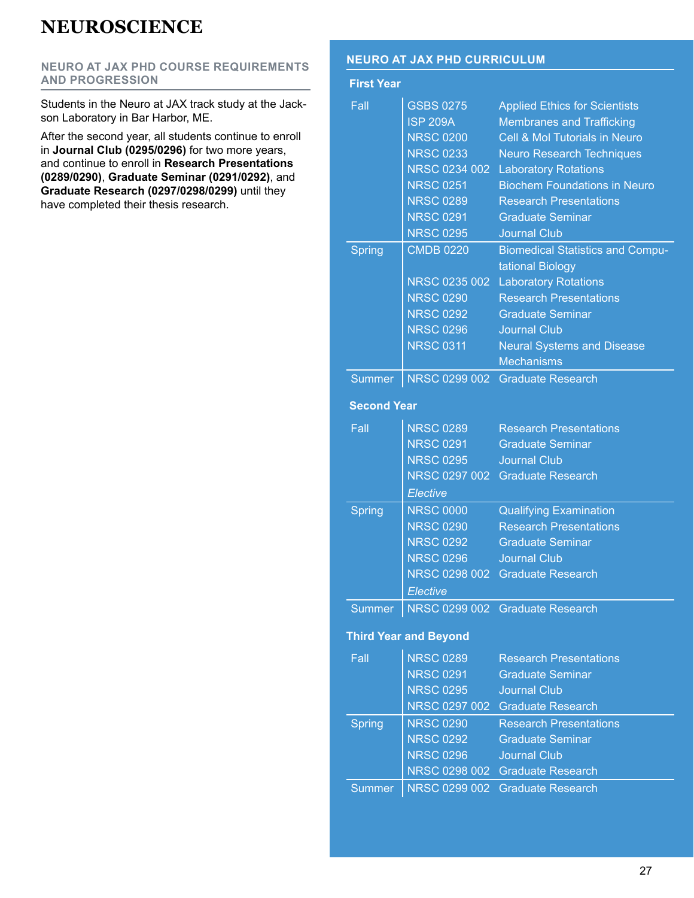# NEUROSCIENCE

## NEURO AT JAX PHD COURSE REQUIREMENTS AND PROGRESSION

Students in the Neuro at JAX track study at the Jackson Laboratory in Bar Harbor, ME.

After the second year, all students continue to enroll in **Journal Club (0295/0296)** for two more years, and continue to enroll in **Research Presentations (0289/0290)**, **Graduate Seminar (0291/0292)**, and **Graduate Research (0297/0298/0299)** until they have completed their thesis research.

## NEURO AT JAX PHD CURRICULUM

### First Year

| Term | Course | Title |
|---|---|---|
| Fall | GSBS 0275 | Applied Ethics for Scientists |
| | ISP 209A | Membranes and Trafficking |
| | NRSC 0200 | Cell & Mol Tutorials in Neuro |
| | NRSC 0233 | Neuro Research Techniques |
| | NRSC 0234 002 | Laboratory Rotations |
| | NRSC 0251 | Biochem Foundations in Neuro |
| | NRSC 0289 | Research Presentations |
| | NRSC 0291 | Graduate Seminar |
| | NRSC 0295 | Journal Club |
| Spring | CMDB 0220 | Biomedical Statistics and Computational Biology |
| | NRSC 0235 002 | Laboratory Rotations |
| | NRSC 0290 | Research Presentations |
| | NRSC 0292 | Graduate Seminar |
| | NRSC 0296 | Journal Club |
| | NRSC 0311 | Neural Systems and Disease Mechanisms |
| Summer | NRSC 0299 002 | Graduate Research |

### Second Year

| Term | Course | Title |
|---|---|---|
| Fall | NRSC 0289 | Research Presentations |
| | NRSC 0291 | Graduate Seminar |
| | NRSC 0295 | Journal Club |
| | NRSC 0297 002 | Graduate Research |
| | *Elective* | |
| Spring | NRSC 0000 | Qualifying Examination |
| | NRSC 0290 | Research Presentations |
| | NRSC 0292 | Graduate Seminar |
| | NRSC 0296 | Journal Club |
| | NRSC 0298 002 | Graduate Research |
| | *Elective* | |
| Summer | NRSC 0299 002 | Graduate Research |

### Third Year and Beyond

| Term | Course | Title |
|---|---|---|
| Fall | NRSC 0289 | Research Presentations |
| | NRSC 0291 | Graduate Seminar |
| | NRSC 0295 | Journal Club |
| | NRSC 0297 002 | Graduate Research |
| Spring | NRSC 0290 | Research Presentations |
| | NRSC 0292 | Graduate Seminar |
| | NRSC 0296 | Journal Club |
| | NRSC 0298 002 | Graduate Research |
| Summer | NRSC 0299 002 | Graduate Research |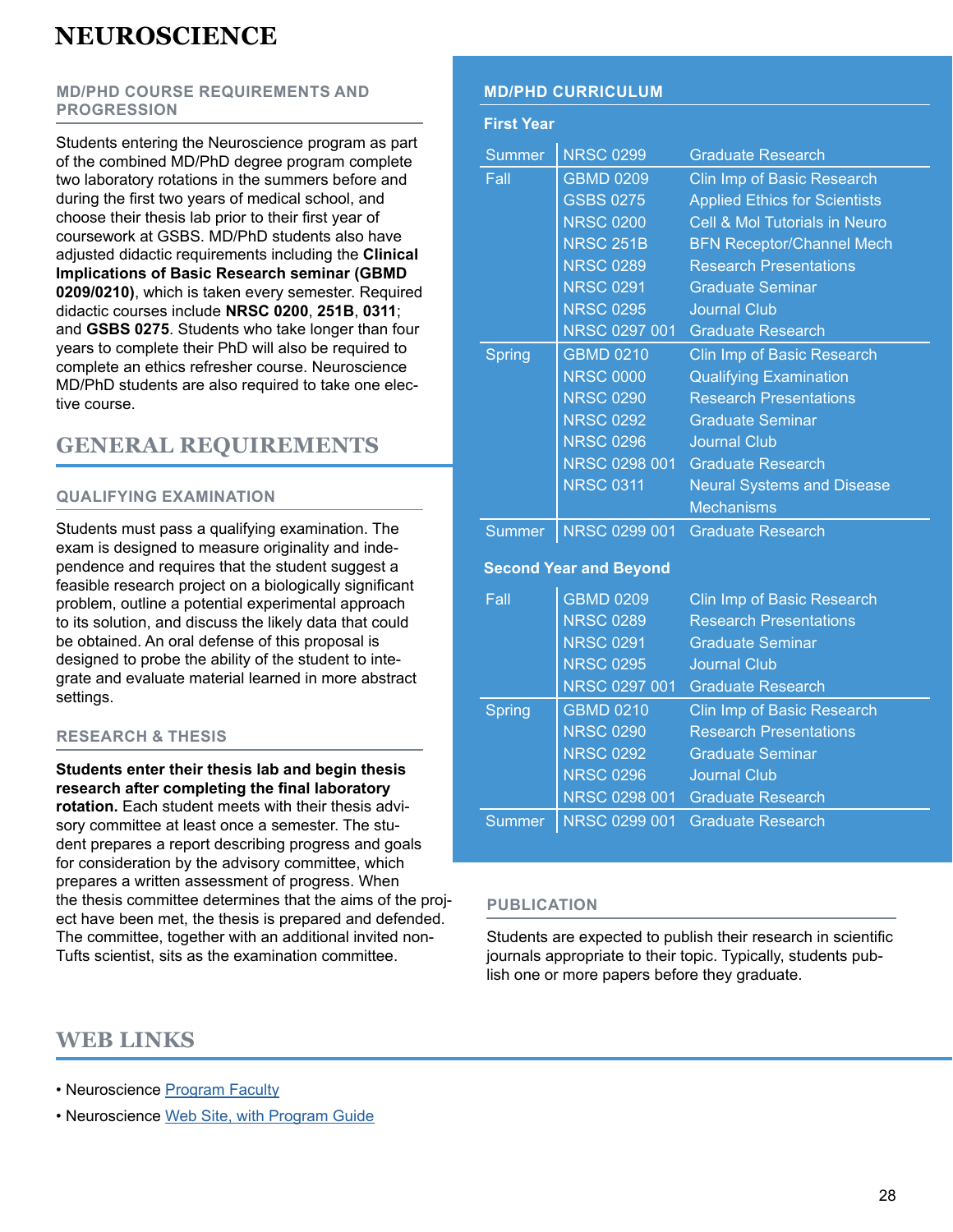# NEUROSCIENCE

### MD/PHD COURSE REQUIREMENTS AND PROGRESSION

Students entering the Neuroscience program as part of the combined MD/PhD degree program complete two laboratory rotations in the summers before and during the first two years of medical school, and choose their thesis lab prior to their first year of coursework at GSBS. MD/PhD students also have adjusted didactic requirements including the **Clinical Implications of Basic Research seminar (GBMD 0209/0210)**, which is taken every semester. Required didactic courses include **NRSC 0200**, **251B**, **0311**; and **GSBS 0275**. Students who take longer than four years to complete their PhD will also be required to complete an ethics refresher course. Neuroscience MD/PhD students are also required to take one elective course.

## GENERAL REQUIREMENTS

### QUALIFYING EXAMINATION

Students must pass a qualifying examination. The exam is designed to measure originality and independence and requires that the student suggest a feasible research project on a biologically significant problem, outline a potential experimental approach to its solution, and discuss the likely data that could be obtained. An oral defense of this proposal is designed to probe the ability of the student to integrate and evaluate material learned in more abstract settings.

### RESEARCH & THESIS

**Students enter their thesis lab and begin thesis research after completing the final laboratory rotation.** Each student meets with their thesis advisory committee at least once a semester. The student prepares a report describing progress and goals for consideration by the advisory committee, which prepares a written assessment of progress. When the thesis committee determines that the aims of the project have been met, the thesis is prepared and defended. The committee, together with an additional invited non-Tufts scientist, sits as the examination committee.

### MD/PHD CURRICULUM

**First Year**

| Term | Course | Title |
|---|---|---|
| Summer | NRSC 0299 | Graduate Research |
| Fall | GBMD 0209 | Clin Imp of Basic Research |
| | GSBS 0275 | Applied Ethics for Scientists |
| | NRSC 0200 | Cell & Mol Tutorials in Neuro |
| | NRSC 251B | BFN Receptor/Channel Mech |
| | NRSC 0289 | Research Presentations |
| | NRSC 0291 | Graduate Seminar |
| | NRSC 0295 | Journal Club |
| | NRSC 0297 001 | Graduate Research |
| Spring | GBMD 0210 | Clin Imp of Basic Research |
| | NRSC 0000 | Qualifying Examination |
| | NRSC 0290 | Research Presentations |
| | NRSC 0292 | Graduate Seminar |
| | NRSC 0296 | Journal Club |
| | NRSC 0298 001 | Graduate Research |
| | NRSC 0311 | Neural Systems and Disease Mechanisms |
| Summer | NRSC 0299 001 | Graduate Research |

**Second Year and Beyond**

| Term | Course | Title |
|---|---|---|
| Fall | GBMD 0209 | Clin Imp of Basic Research |
| | NRSC 0289 | Research Presentations |
| | NRSC 0291 | Graduate Seminar |
| | NRSC 0295 | Journal Club |
| | NRSC 0297 001 | Graduate Research |
| Spring | GBMD 0210 | Clin Imp of Basic Research |
| | NRSC 0290 | Research Presentations |
| | NRSC 0292 | Graduate Seminar |
| | NRSC 0296 | Journal Club |
| | NRSC 0298 001 | Graduate Research |
| Summer | NRSC 0299 001 | Graduate Research |

### PUBLICATION

Students are expected to publish their research in scientific journals appropriate to their topic. Typically, students publish one or more papers before they graduate.

## WEB LINKS

- Neuroscience Program Faculty
- Neuroscience Web Site, with Program Guide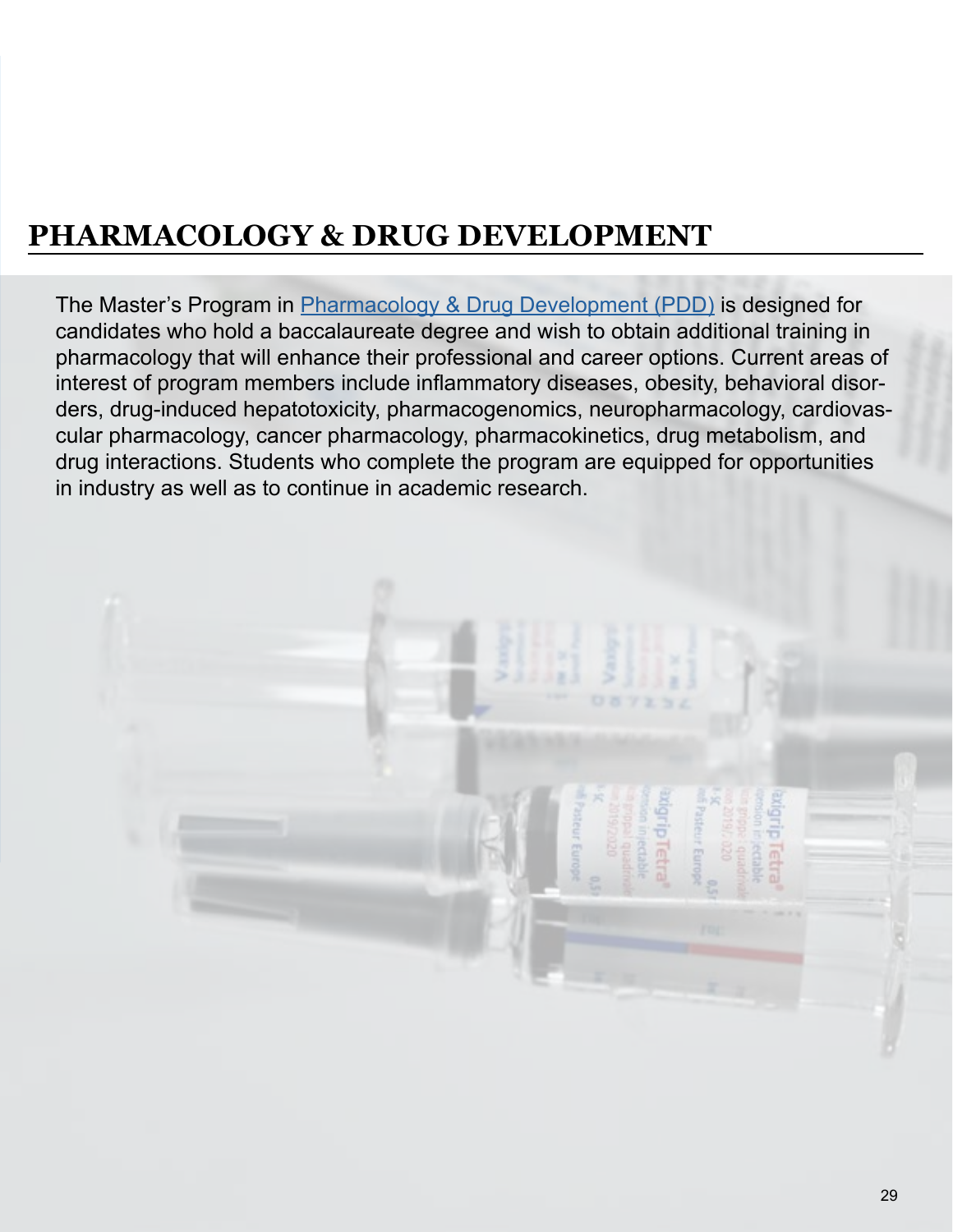# PHARMACOLOGY & DRUG DEVELOPMENT

The Master's Program in Pharmacology & Drug Development (PDD) is designed for candidates who hold a baccalaureate degree and wish to obtain additional training in pharmacology that will enhance their professional and career options. Current areas of interest of program members include inflammatory diseases, obesity, behavioral disorders, drug-induced hepatotoxicity, pharmacogenomics, neuropharmacology, cardiovascular pharmacology, cancer pharmacology, pharmacokinetics, drug metabolism, and drug interactions. Students who complete the program are equipped for opportunities in industry as well as to continue in academic research.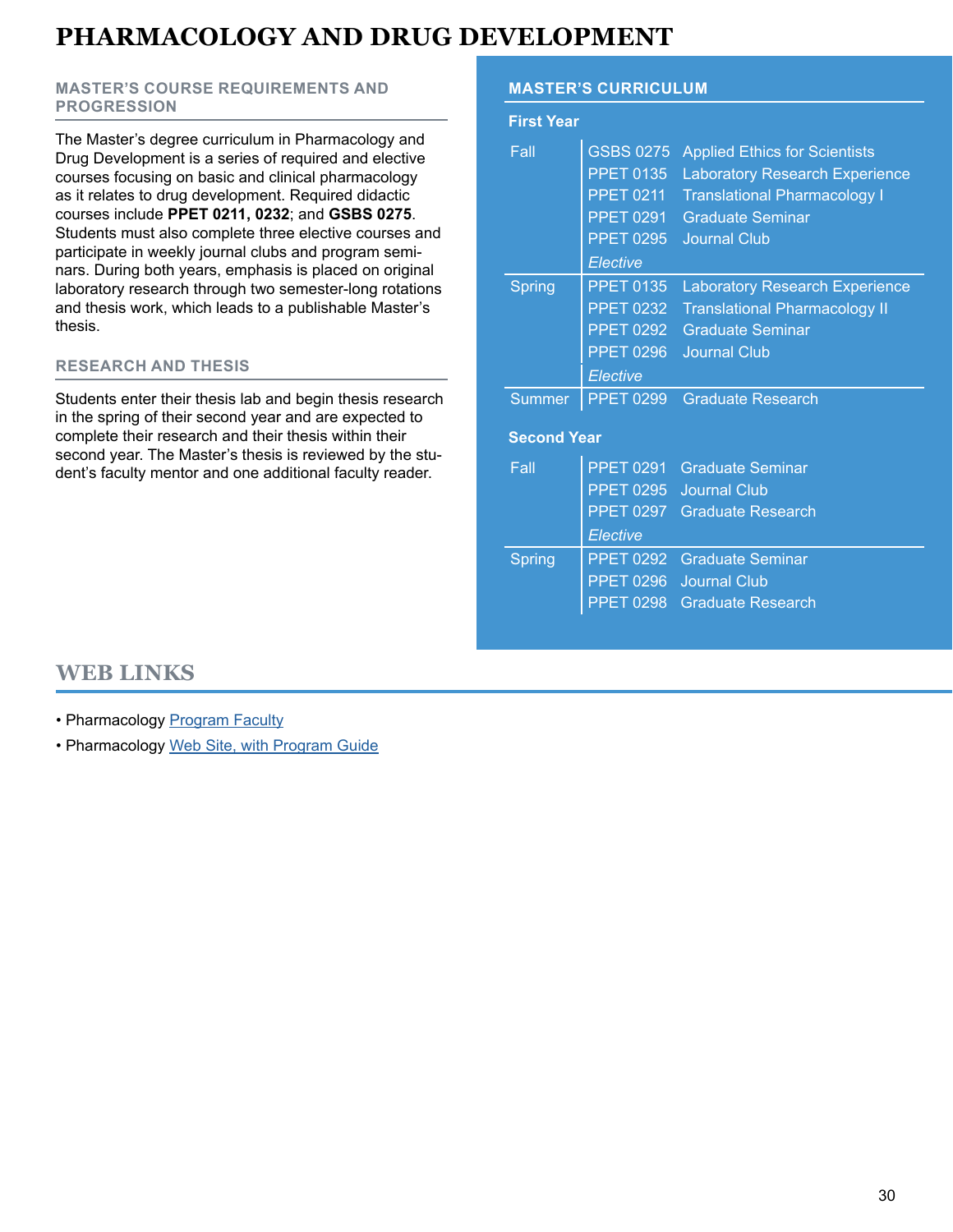# PHARMACOLOGY AND DRUG DEVELOPMENT

## MASTER'S COURSE REQUIREMENTS AND PROGRESSION

The Master's degree curriculum in Pharmacology and Drug Development is a series of required and elective courses focusing on basic and clinical pharmacology as it relates to drug development. Required didactic courses include **PPET 0211, 0232**; and **GSBS 0275**. Students must also complete three elective courses and participate in weekly journal clubs and program seminars. During both years, emphasis is placed on original laboratory research through two semester-long rotations and thesis work, which leads to a publishable Master's thesis.

## RESEARCH AND THESIS

Students enter their thesis lab and begin thesis research in the spring of their second year and are expected to complete their research and their thesis within their second year. The Master's thesis is reviewed by the student's faculty mentor and one additional faculty reader.

## MASTER'S CURRICULUM

### First Year

| Term | Course | Title |
|---|---|---|
| Fall | GSBS 0275 | Applied Ethics for Scientists |
| | PPET 0135 | Laboratory Research Experience |
| | PPET 0211 | Translational Pharmacology I |
| | PPET 0291 | Graduate Seminar |
| | PPET 0295 | Journal Club |
| | *Elective* | |
| Spring | PPET 0135 | Laboratory Research Experience |
| | PPET 0232 | Translational Pharmacology II |
| | PPET 0292 | Graduate Seminar |
| | PPET 0296 | Journal Club |
| | *Elective* | |
| Summer | PPET 0299 | Graduate Research |

### Second Year

| Term | Course | Title |
|---|---|---|
| Fall | PPET 0291 | Graduate Seminar |
| | PPET 0295 | Journal Club |
| | PPET 0297 | Graduate Research |
| | *Elective* | |
| Spring | PPET 0292 | Graduate Seminar |
| | PPET 0296 | Journal Club |
| | PPET 0298 | Graduate Research |

## WEB LINKS

- Pharmacology Program Faculty
- Pharmacology Web Site, with Program Guide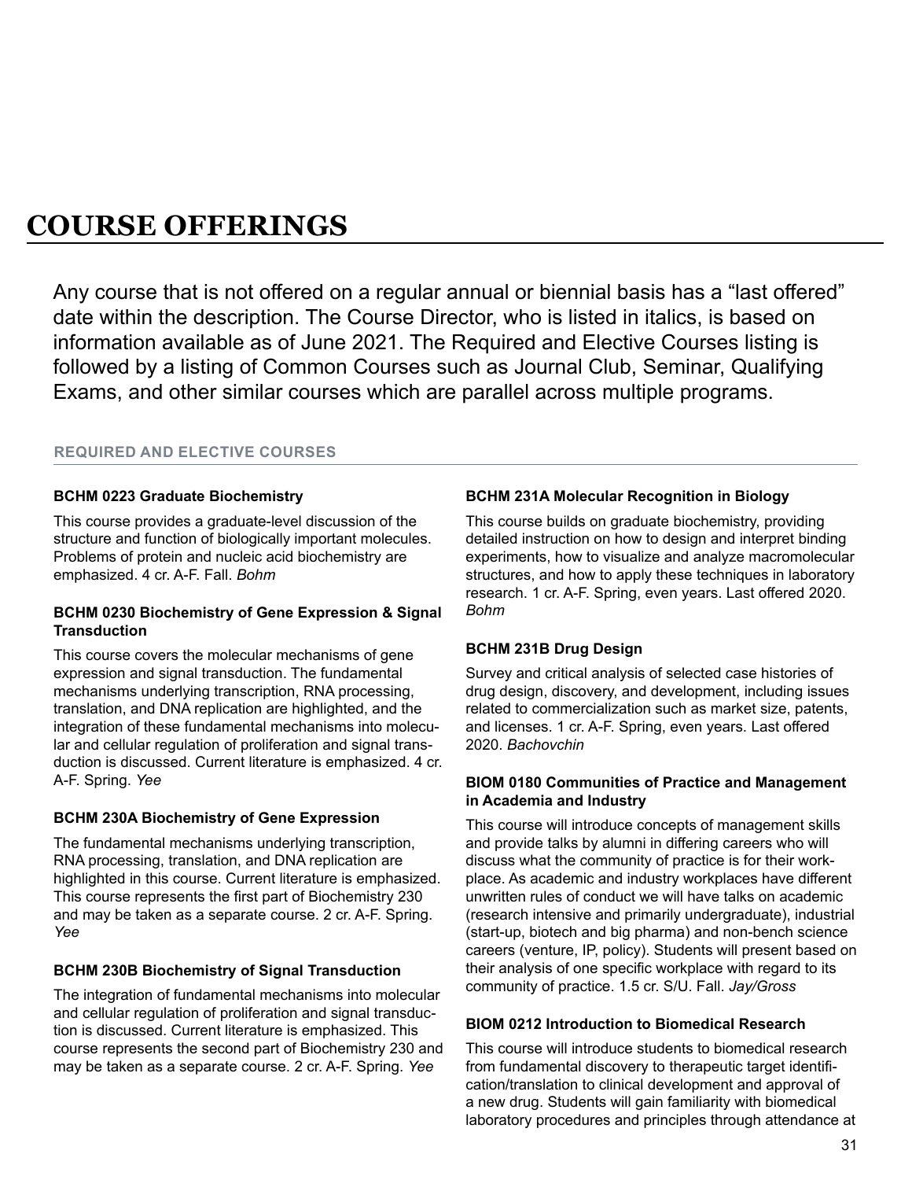# COURSE OFFERINGS

Any course that is not offered on a regular annual or biennial basis has a "last offered" date within the description. The Course Director, who is listed in italics, is based on information available as of June 2021. The Required and Elective Courses listing is followed by a listing of Common Courses such as Journal Club, Seminar, Qualifying Exams, and other similar courses which are parallel across multiple programs.

## REQUIRED AND ELECTIVE COURSES

**BCHM 0223 Graduate Biochemistry**

This course provides a graduate-level discussion of the structure and function of biologically important molecules. Problems of protein and nucleic acid biochemistry are emphasized. 4 cr. A-F. Fall. *Bohm*

**BCHM 0230 Biochemistry of Gene Expression & Signal Transduction**

This course covers the molecular mechanisms of gene expression and signal transduction. The fundamental mechanisms underlying transcription, RNA processing, translation, and DNA replication are highlighted, and the integration of these fundamental mechanisms into molecular and cellular regulation of proliferation and signal transduction is discussed. Current literature is emphasized. 4 cr. A-F. Spring. *Yee*

**BCHM 230A Biochemistry of Gene Expression**

The fundamental mechanisms underlying transcription, RNA processing, translation, and DNA replication are highlighted in this course. Current literature is emphasized. This course represents the first part of Biochemistry 230 and may be taken as a separate course. 2 cr. A-F. Spring. *Yee*

**BCHM 230B Biochemistry of Signal Transduction**

The integration of fundamental mechanisms into molecular and cellular regulation of proliferation and signal transduction is discussed. Current literature is emphasized. This course represents the second part of Biochemistry 230 and may be taken as a separate course. 2 cr. A-F. Spring. *Yee*

**BCHM 231A Molecular Recognition in Biology**

This course builds on graduate biochemistry, providing detailed instruction on how to design and interpret binding experiments, how to visualize and analyze macromolecular structures, and how to apply these techniques in laboratory research. 1 cr. A-F. Spring, even years. Last offered 2020. *Bohm*

**BCHM 231B Drug Design**

Survey and critical analysis of selected case histories of drug design, discovery, and development, including issues related to commercialization such as market size, patents, and licenses. 1 cr. A-F. Spring, even years. Last offered 2020. *Bachovchin*

**BIOM 0180 Communities of Practice and Management in Academia and Industry**

This course will introduce concepts of management skills and provide talks by alumni in differing careers who will discuss what the community of practice is for their workplace. As academic and industry workplaces have different unwritten rules of conduct we will have talks on academic (research intensive and primarily undergraduate), industrial (start-up, biotech and big pharma) and non-bench science careers (venture, IP, policy). Students will present based on their analysis of one specific workplace with regard to its community of practice. 1.5 cr. S/U. Fall. *Jay/Gross*

**BIOM 0212 Introduction to Biomedical Research**

This course will introduce students to biomedical research from fundamental discovery to therapeutic target identification/translation to clinical development and approval of a new drug. Students will gain familiarity with biomedical laboratory procedures and principles through attendance at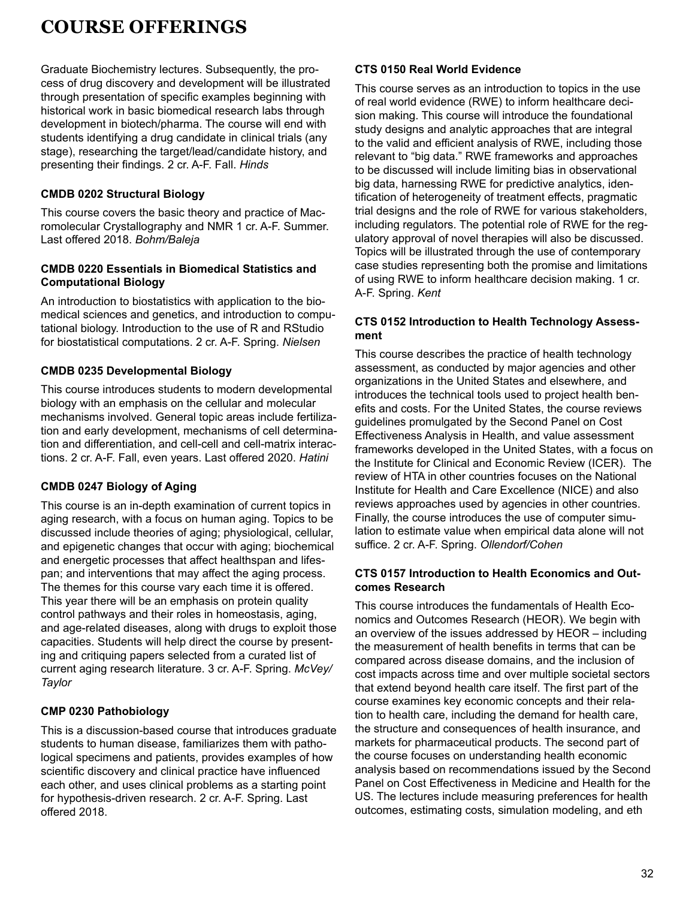# COURSE OFFERINGS

Graduate Biochemistry lectures. Subsequently, the process of drug discovery and development will be illustrated through presentation of specific examples beginning with historical work in basic biomedical research labs through development in biotech/pharma. The course will end with students identifying a drug candidate in clinical trials (any stage), researching the target/lead/candidate history, and presenting their findings. 2 cr. A-F. Fall. *Hinds*

### CMDB 0202 Structural Biology

This course covers the basic theory and practice of Macromolecular Crystallography and NMR 1 cr. A-F. Summer. Last offered 2018. *Bohm/Baleja*

### CMDB 0220 Essentials in Biomedical Statistics and Computational Biology

An introduction to biostatistics with application to the biomedical sciences and genetics, and introduction to computational biology. Introduction to the use of R and RStudio for biostatistical computations. 2 cr. A-F. Spring. *Nielsen*

### CMDB 0235 Developmental Biology

This course introduces students to modern developmental biology with an emphasis on the cellular and molecular mechanisms involved. General topic areas include fertilization and early development, mechanisms of cell determination and differentiation, and cell-cell and cell-matrix interactions. 2 cr. A-F. Fall, even years. Last offered 2020. *Hatini*

### CMDB 0247 Biology of Aging

This course is an in-depth examination of current topics in aging research, with a focus on human aging. Topics to be discussed include theories of aging; physiological, cellular, and epigenetic changes that occur with aging; biochemical and energetic processes that affect healthspan and lifespan; and interventions that may affect the aging process. The themes for this course vary each time it is offered. This year there will be an emphasis on protein quality control pathways and their roles in homeostasis, aging, and age-related diseases, along with drugs to exploit those capacities. Students will help direct the course by presenting and critiquing papers selected from a curated list of current aging research literature. 3 cr. A-F. Spring. *McVey/Taylor*

### CMP 0230 Pathobiology

This is a discussion-based course that introduces graduate students to human disease, familiarizes them with pathological specimens and patients, provides examples of how scientific discovery and clinical practice have influenced each other, and uses clinical problems as a starting point for hypothesis-driven research. 2 cr. A-F. Spring. Last offered 2018.

### CTS 0150 Real World Evidence

This course serves as an introduction to topics in the use of real world evidence (RWE) to inform healthcare decision making. This course will introduce the foundational study designs and analytic approaches that are integral to the valid and efficient analysis of RWE, including those relevant to "big data." RWE frameworks and approaches to be discussed will include limiting bias in observational big data, harnessing RWE for predictive analytics, identification of heterogeneity of treatment effects, pragmatic trial designs and the role of RWE for various stakeholders, including regulators. The potential role of RWE for the regulatory approval of novel therapies will also be discussed. Topics will be illustrated through the use of contemporary case studies representing both the promise and limitations of using RWE to inform healthcare decision making. 1 cr. A-F. Spring. *Kent*

### CTS 0152 Introduction to Health Technology Assessment

This course describes the practice of health technology assessment, as conducted by major agencies and other organizations in the United States and elsewhere, and introduces the technical tools used to project health benefits and costs. For the United States, the course reviews guidelines promulgated by the Second Panel on Cost Effectiveness Analysis in Health, and value assessment frameworks developed in the United States, with a focus on the Institute for Clinical and Economic Review (ICER). The review of HTA in other countries focuses on the National Institute for Health and Care Excellence (NICE) and also reviews approaches used by agencies in other countries. Finally, the course introduces the use of computer simulation to estimate value when empirical data alone will not suffice. 2 cr. A-F. Spring. *Ollendorf/Cohen*

### CTS 0157 Introduction to Health Economics and Outcomes Research

This course introduces the fundamentals of Health Economics and Outcomes Research (HEOR). We begin with an overview of the issues addressed by HEOR – including the measurement of health benefits in terms that can be compared across disease domains, and the inclusion of cost impacts across time and over multiple societal sectors that extend beyond health care itself. The first part of the course examines key economic concepts and their relation to health care, including the demand for health care, the structure and consequences of health insurance, and markets for pharmaceutical products. The second part of the course focuses on understanding health economic analysis based on recommendations issued by the Second Panel on Cost Effectiveness in Medicine and Health for the US. The lectures include measuring preferences for health outcomes, estimating costs, simulation modeling, and eth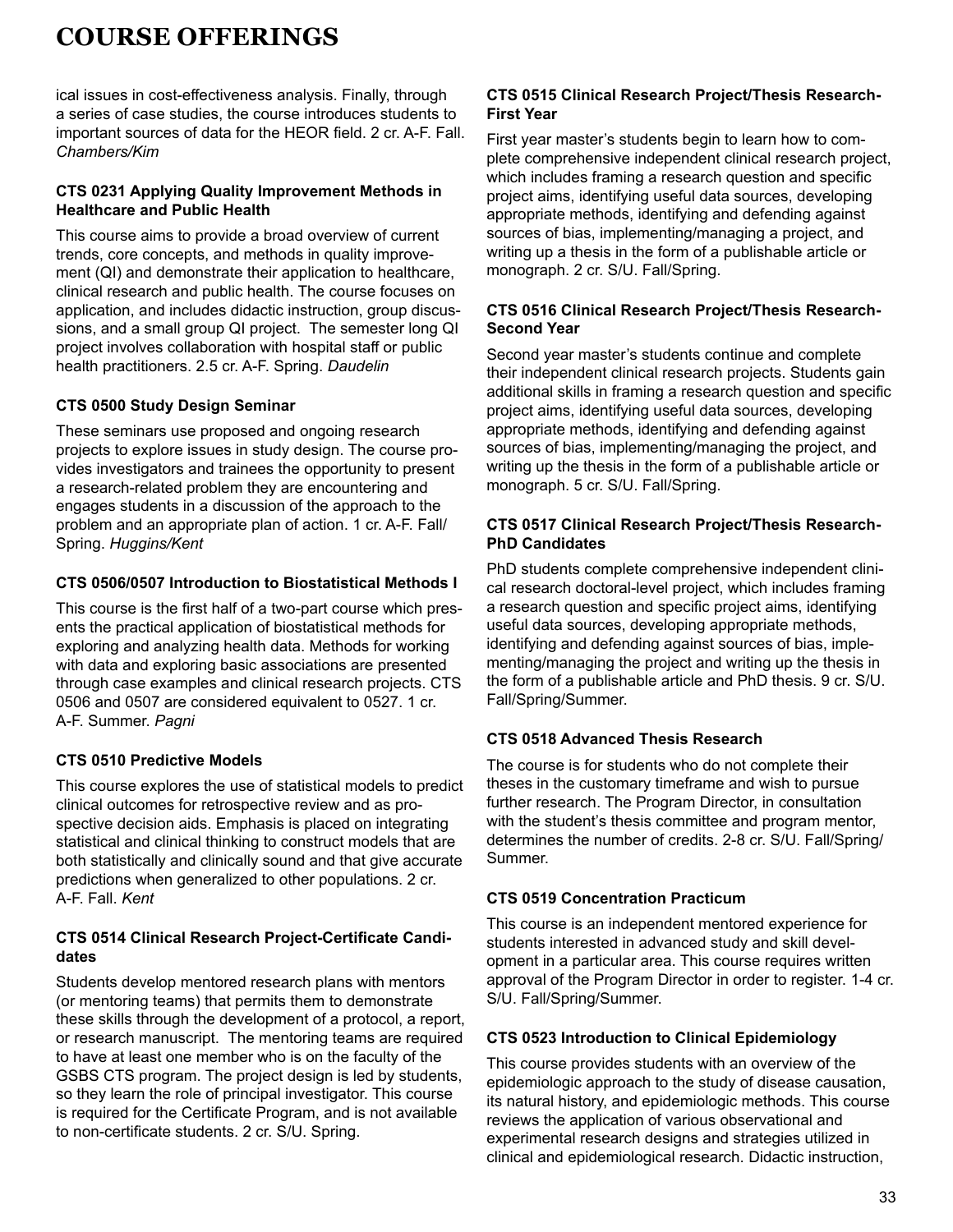# COURSE OFFERINGS

ical issues in cost-effectiveness analysis. Finally, through a series of case studies, the course introduces students to important sources of data for the HEOR field. 2 cr. A-F. Fall. *Chambers/Kim*

**CTS 0231 Applying Quality Improvement Methods in Healthcare and Public Health**

This course aims to provide a broad overview of current trends, core concepts, and methods in quality improvement (QI) and demonstrate their application to healthcare, clinical research and public health. The course focuses on application, and includes didactic instruction, group discussions, and a small group QI project. The semester long QI project involves collaboration with hospital staff or public health practitioners. 2.5 cr. A-F. Spring. *Daudelin*

**CTS 0500 Study Design Seminar**

These seminars use proposed and ongoing research projects to explore issues in study design. The course provides investigators and trainees the opportunity to present a research-related problem they are encountering and engages students in a discussion of the approach to the problem and an appropriate plan of action. 1 cr. A-F. Fall/Spring. *Huggins/Kent*

**CTS 0506/0507 Introduction to Biostatistical Methods I**

This course is the first half of a two-part course which presents the practical application of biostatistical methods for exploring and analyzing health data. Methods for working with data and exploring basic associations are presented through case examples and clinical research projects. CTS 0506 and 0507 are considered equivalent to 0527. 1 cr. A-F. Summer. *Pagni*

**CTS 0510 Predictive Models**

This course explores the use of statistical models to predict clinical outcomes for retrospective review and as prospective decision aids. Emphasis is placed on integrating statistical and clinical thinking to construct models that are both statistically and clinically sound and that give accurate predictions when generalized to other populations. 2 cr. A-F. Fall. *Kent*

**CTS 0514 Clinical Research Project-Certificate Candidates**

Students develop mentored research plans with mentors (or mentoring teams) that permits them to demonstrate these skills through the development of a protocol, a report, or research manuscript. The mentoring teams are required to have at least one member who is on the faculty of the GSBS CTS program. The project design is led by students, so they learn the role of principal investigator. This course is required for the Certificate Program, and is not available to non-certificate students. 2 cr. S/U. Spring.

**CTS 0515 Clinical Research Project/Thesis Research-First Year**

First year master's students begin to learn how to complete comprehensive independent clinical research project, which includes framing a research question and specific project aims, identifying useful data sources, developing appropriate methods, identifying and defending against sources of bias, implementing/managing a project, and writing up a thesis in the form of a publishable article or monograph. 2 cr. S/U. Fall/Spring.

**CTS 0516 Clinical Research Project/Thesis Research-Second Year**

Second year master's students continue and complete their independent clinical research projects. Students gain additional skills in framing a research question and specific project aims, identifying useful data sources, developing appropriate methods, identifying and defending against sources of bias, implementing/managing the project, and writing up the thesis in the form of a publishable article or monograph. 5 cr. S/U. Fall/Spring.

**CTS 0517 Clinical Research Project/Thesis Research-PhD Candidates**

PhD students complete comprehensive independent clinical research doctoral-level project, which includes framing a research question and specific project aims, identifying useful data sources, developing appropriate methods, identifying and defending against sources of bias, implementing/managing the project and writing up the thesis in the form of a publishable article and PhD thesis. 9 cr. S/U. Fall/Spring/Summer.

**CTS 0518 Advanced Thesis Research**

The course is for students who do not complete their theses in the customary timeframe and wish to pursue further research. The Program Director, in consultation with the student's thesis committee and program mentor, determines the number of credits. 2-8 cr. S/U. Fall/Spring/Summer.

**CTS 0519 Concentration Practicum**

This course is an independent mentored experience for students interested in advanced study and skill development in a particular area. This course requires written approval of the Program Director in order to register. 1-4 cr. S/U. Fall/Spring/Summer.

**CTS 0523 Introduction to Clinical Epidemiology**

This course provides students with an overview of the epidemiologic approach to the study of disease causation, its natural history, and epidemiologic methods. This course reviews the application of various observational and experimental research designs and strategies utilized in clinical and epidemiological research. Didactic instruction,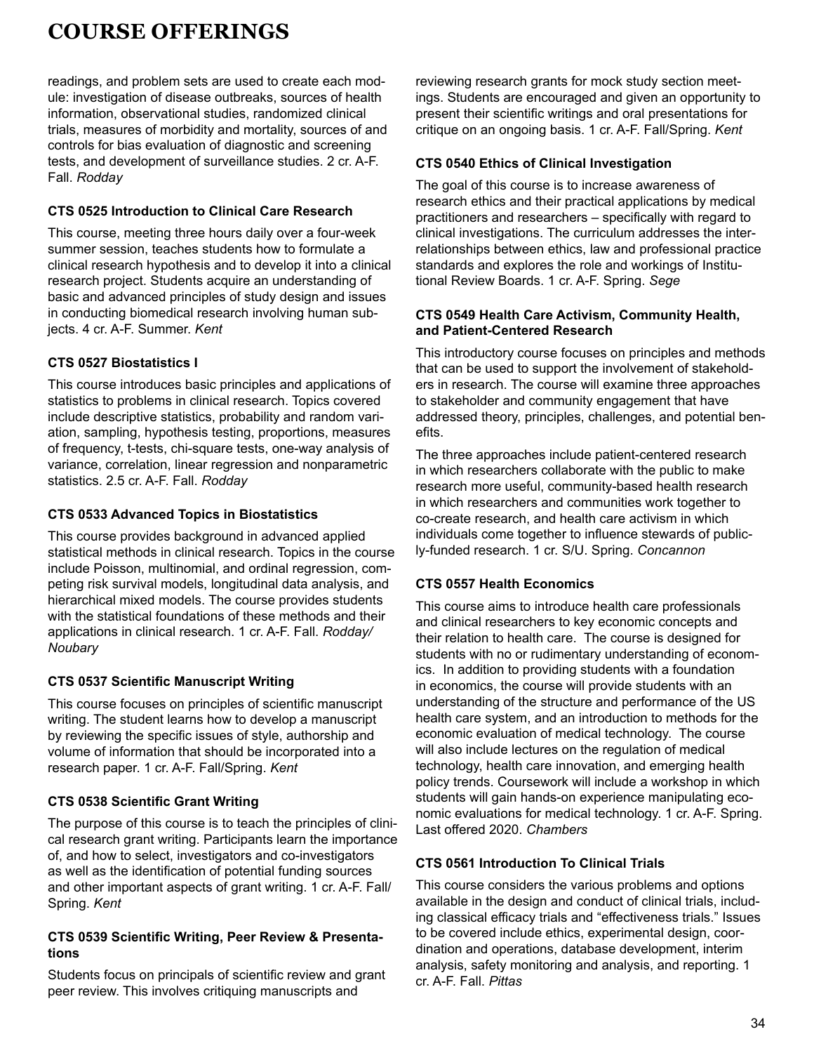# COURSE OFFERINGS

readings, and problem sets are used to create each module: investigation of disease outbreaks, sources of health information, observational studies, randomized clinical trials, measures of morbidity and mortality, sources of and controls for bias evaluation of diagnostic and screening tests, and development of surveillance studies. 2 cr. A-F. Fall. *Rodday*

### CTS 0525 Introduction to Clinical Care Research

This course, meeting three hours daily over a four-week summer session, teaches students how to formulate a clinical research hypothesis and to develop it into a clinical research project. Students acquire an understanding of basic and advanced principles of study design and issues in conducting biomedical research involving human subjects. 4 cr. A-F. Summer. *Kent*

### CTS 0527 Biostatistics I

This course introduces basic principles and applications of statistics to problems in clinical research. Topics covered include descriptive statistics, probability and random variation, sampling, hypothesis testing, proportions, measures of frequency, t-tests, chi-square tests, one-way analysis of variance, correlation, linear regression and nonparametric statistics. 2.5 cr. A-F. Fall. *Rodday*

### CTS 0533 Advanced Topics in Biostatistics

This course provides background in advanced applied statistical methods in clinical research. Topics in the course include Poisson, multinomial, and ordinal regression, competing risk survival models, longitudinal data analysis, and hierarchical mixed models. The course provides students with the statistical foundations of these methods and their applications in clinical research. 1 cr. A-F. Fall. *Rodday/ Noubary*

### CTS 0537 Scientific Manuscript Writing

This course focuses on principles of scientific manuscript writing. The student learns how to develop a manuscript by reviewing the specific issues of style, authorship and volume of information that should be incorporated into a research paper. 1 cr. A-F. Fall/Spring. *Kent*

### CTS 0538 Scientific Grant Writing

The purpose of this course is to teach the principles of clinical research grant writing. Participants learn the importance of, and how to select, investigators and co-investigators as well as the identification of potential funding sources and other important aspects of grant writing. 1 cr. A-F. Fall/ Spring. *Kent*

### CTS 0539 Scientific Writing, Peer Review & Presentations

Students focus on principals of scientific review and grant peer review. This involves critiquing manuscripts and reviewing research grants for mock study section meetings. Students are encouraged and given an opportunity to present their scientific writings and oral presentations for critique on an ongoing basis. 1 cr. A-F. Fall/Spring. *Kent*

### CTS 0540 Ethics of Clinical Investigation

The goal of this course is to increase awareness of research ethics and their practical applications by medical practitioners and researchers – specifically with regard to clinical investigations. The curriculum addresses the interrelationships between ethics, law and professional practice standards and explores the role and workings of Institutional Review Boards. 1 cr. A-F. Spring. *Sege*

### CTS 0549 Health Care Activism, Community Health, and Patient-Centered Research

This introductory course focuses on principles and methods that can be used to support the involvement of stakeholders in research. The course will examine three approaches to stakeholder and community engagement that have addressed theory, principles, challenges, and potential benefits.

The three approaches include patient-centered research in which researchers collaborate with the public to make research more useful, community-based health research in which researchers and communities work together to co-create research, and health care activism in which individuals come together to influence stewards of publicly-funded research. 1 cr. S/U. Spring. *Concannon*

### CTS 0557 Health Economics

This course aims to introduce health care professionals and clinical researchers to key economic concepts and their relation to health care. The course is designed for students with no or rudimentary understanding of economics. In addition to providing students with a foundation in economics, the course will provide students with an understanding of the structure and performance of the US health care system, and an introduction to methods for the economic evaluation of medical technology. The course will also include lectures on the regulation of medical technology, health care innovation, and emerging health policy trends. Coursework will include a workshop in which students will gain hands-on experience manipulating economic evaluations for medical technology. 1 cr. A-F. Spring. Last offered 2020. *Chambers*

### CTS 0561 Introduction To Clinical Trials

This course considers the various problems and options available in the design and conduct of clinical trials, including classical efficacy trials and "effectiveness trials." Issues to be covered include ethics, experimental design, coordination and operations, database development, interim analysis, safety monitoring and analysis, and reporting. 1 cr. A-F. Fall. *Pittas*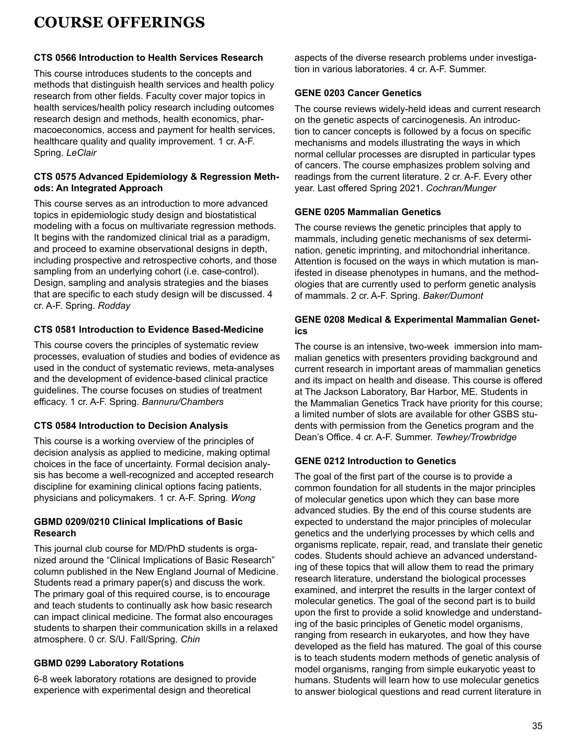# COURSE OFFERINGS

**CTS 0566 Introduction to Health Services Research**

This course introduces students to the concepts and methods that distinguish health services and health policy research from other fields. Faculty cover major topics in health services/health policy research including outcomes research design and methods, health economics, pharmacoeconomics, access and payment for health services, healthcare quality and quality improvement. 1 cr. A-F. Spring. *LeClair*

**CTS 0575 Advanced Epidemiology & Regression Methods: An Integrated Approach**

This course serves as an introduction to more advanced topics in epidemiologic study design and biostatistical modeling with a focus on multivariate regression methods. It begins with the randomized clinical trial as a paradigm, and proceed to examine observational designs in depth, including prospective and retrospective cohorts, and those sampling from an underlying cohort (i.e. case-control). Design, sampling and analysis strategies and the biases that are specific to each study design will be discussed. 4 cr. A-F. Spring. *Rodday*

**CTS 0581 Introduction to Evidence Based-Medicine**

This course covers the principles of systematic review processes, evaluation of studies and bodies of evidence as used in the conduct of systematic reviews, meta-analyses and the development of evidence-based clinical practice guidelines. The course focuses on studies of treatment efficacy. 1 cr. A-F. Spring. *Bannuru/Chambers*

**CTS 0584 Introduction to Decision Analysis**

This course is a working overview of the principles of decision analysis as applied to medicine, making optimal choices in the face of uncertainty. Formal decision analysis has become a well-recognized and accepted research discipline for examining clinical options facing patients, physicians and policymakers. 1 cr. A-F. Spring. *Wong*

**GBMD 0209/0210 Clinical Implications of Basic Research**

This journal club course for MD/PhD students is organized around the "Clinical Implications of Basic Research" column published in the New England Journal of Medicine. Students read a primary paper(s) and discuss the work. The primary goal of this required course, is to encourage and teach students to continually ask how basic research can impact clinical medicine. The format also encourages students to sharpen their communication skills in a relaxed atmosphere. 0 cr. S/U. Fall/Spring. *Chin*

**GBMD 0299 Laboratory Rotations**

6-8 week laboratory rotations are designed to provide experience with experimental design and theoretical aspects of the diverse research problems under investigation in various laboratories. 4 cr. A-F. Summer.

**GENE 0203 Cancer Genetics**

The course reviews widely-held ideas and current research on the genetic aspects of carcinogenesis. An introduction to cancer concepts is followed by a focus on specific mechanisms and models illustrating the ways in which normal cellular processes are disrupted in particular types of cancers. The course emphasizes problem solving and readings from the current literature. 2 cr. A-F. Every other year. Last offered Spring 2021. *Cochran/Munger*

**GENE 0205 Mammalian Genetics**

The course reviews the genetic principles that apply to mammals, including genetic mechanisms of sex determination, genetic imprinting, and mitochondrial inheritance. Attention is focused on the ways in which mutation is manifested in disease phenotypes in humans, and the methodologies that are currently used to perform genetic analysis of mammals. 2 cr. A-F. Spring. *Baker/Dumont*

**GENE 0208 Medical & Experimental Mammalian Genetics**

The course is an intensive, two-week immersion into mammalian genetics with presenters providing background and current research in important areas of mammalian genetics and its impact on health and disease. This course is offered at The Jackson Laboratory, Bar Harbor, ME. Students in the Mammalian Genetics Track have priority for this course; a limited number of slots are available for other GSBS students with permission from the Genetics program and the Dean's Office. 4 cr. A-F. Summer. *Tewhey/Trowbridge*

**GENE 0212 Introduction to Genetics**

The goal of the first part of the course is to provide a common foundation for all students in the major principles of molecular genetics upon which they can base more advanced studies. By the end of this course students are expected to understand the major principles of molecular genetics and the underlying processes by which cells and organisms replicate, repair, read, and translate their genetic codes. Students should achieve an advanced understanding of these topics that will allow them to read the primary research literature, understand the biological processes examined, and interpret the results in the larger context of molecular genetics. The goal of the second part is to build upon the first to provide a solid knowledge and understanding of the basic principles of Genetic model organisms, ranging from research in eukaryotes, and how they have developed as the field has matured. The goal of this course is to teach students modern methods of genetic analysis of model organisms, ranging from simple eukaryotic yeast to humans. Students will learn how to use molecular genetics to answer biological questions and read current literature in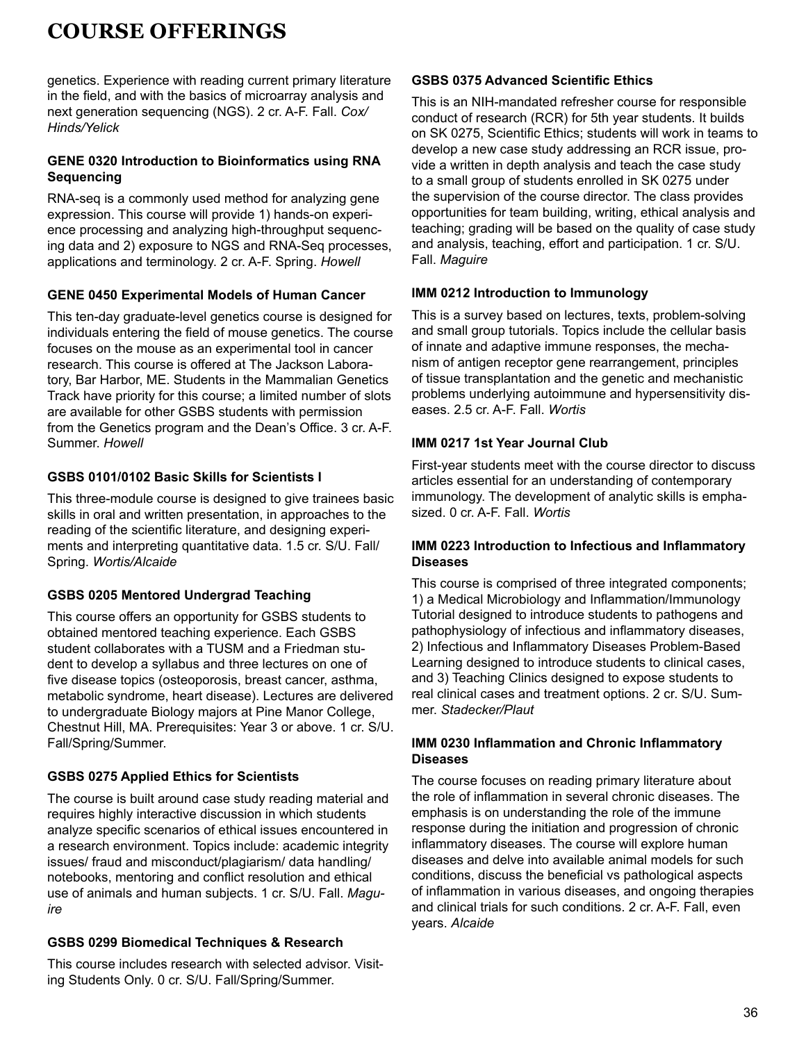# COURSE OFFERINGS

genetics. Experience with reading current primary literature in the field, and with the basics of microarray analysis and next generation sequencing (NGS). 2 cr. A-F. Fall. *Cox/Hinds/Yelick*

**GENE 0320 Introduction to Bioinformatics using RNA Sequencing**

RNA-seq is a commonly used method for analyzing gene expression. This course will provide 1) hands-on experience processing and analyzing high-throughput sequencing data and 2) exposure to NGS and RNA-Seq processes, applications and terminology. 2 cr. A-F. Spring. *Howell*

**GENE 0450 Experimental Models of Human Cancer**

This ten-day graduate-level genetics course is designed for individuals entering the field of mouse genetics. The course focuses on the mouse as an experimental tool in cancer research. This course is offered at The Jackson Laboratory, Bar Harbor, ME. Students in the Mammalian Genetics Track have priority for this course; a limited number of slots are available for other GSBS students with permission from the Genetics program and the Dean's Office. 3 cr. A-F. Summer. *Howell*

**GSBS 0101/0102 Basic Skills for Scientists I**

This three-module course is designed to give trainees basic skills in oral and written presentation, in approaches to the reading of the scientific literature, and designing experiments and interpreting quantitative data. 1.5 cr. S/U. Fall/Spring. *Wortis/Alcaide*

**GSBS 0205 Mentored Undergrad Teaching**

This course offers an opportunity for GSBS students to obtained mentored teaching experience. Each GSBS student collaborates with a TUSM and a Friedman student to develop a syllabus and three lectures on one of five disease topics (osteoporosis, breast cancer, asthma, metabolic syndrome, heart disease). Lectures are delivered to undergraduate Biology majors at Pine Manor College, Chestnut Hill, MA. Prerequisites: Year 3 or above. 1 cr. S/U. Fall/Spring/Summer.

**GSBS 0275 Applied Ethics for Scientists**

The course is built around case study reading material and requires highly interactive discussion in which students analyze specific scenarios of ethical issues encountered in a research environment. Topics include: academic integrity issues/ fraud and misconduct/plagiarism/ data handling/ notebooks, mentoring and conflict resolution and ethical use of animals and human subjects. 1 cr. S/U. Fall. *Maguire*

**GSBS 0299 Biomedical Techniques & Research**

This course includes research with selected advisor. Visiting Students Only. 0 cr. S/U. Fall/Spring/Summer.

**GSBS 0375 Advanced Scientific Ethics**

This is an NIH-mandated refresher course for responsible conduct of research (RCR) for 5th year students. It builds on SK 0275, Scientific Ethics; students will work in teams to develop a new case study addressing an RCR issue, provide a written in depth analysis and teach the case study to a small group of students enrolled in SK 0275 under the supervision of the course director. The class provides opportunities for team building, writing, ethical analysis and teaching; grading will be based on the quality of case study and analysis, teaching, effort and participation. 1 cr. S/U. Fall. *Maguire*

**IMM 0212 Introduction to Immunology**

This is a survey based on lectures, texts, problem-solving and small group tutorials. Topics include the cellular basis of innate and adaptive immune responses, the mechanism of antigen receptor gene rearrangement, principles of tissue transplantation and the genetic and mechanistic problems underlying autoimmune and hypersensitivity diseases. 2.5 cr. A-F. Fall. *Wortis*

**IMM 0217 1st Year Journal Club**

First-year students meet with the course director to discuss articles essential for an understanding of contemporary immunology. The development of analytic skills is emphasized. 0 cr. A-F. Fall. *Wortis*

**IMM 0223 Introduction to Infectious and Inflammatory Diseases**

This course is comprised of three integrated components; 1) a Medical Microbiology and Inflammation/Immunology Tutorial designed to introduce students to pathogens and pathophysiology of infectious and inflammatory diseases, 2) Infectious and Inflammatory Diseases Problem-Based Learning designed to introduce students to clinical cases, and 3) Teaching Clinics designed to expose students to real clinical cases and treatment options. 2 cr. S/U. Summer. *Stadecker/Plaut*

**IMM 0230 Inflammation and Chronic Inflammatory Diseases**

The course focuses on reading primary literature about the role of inflammation in several chronic diseases. The emphasis is on understanding the role of the immune response during the initiation and progression of chronic inflammatory diseases. The course will explore human diseases and delve into available animal models for such conditions, discuss the beneficial vs pathological aspects of inflammation in various diseases, and ongoing therapies and clinical trials for such conditions. 2 cr. A-F. Fall, even years. *Alcaide*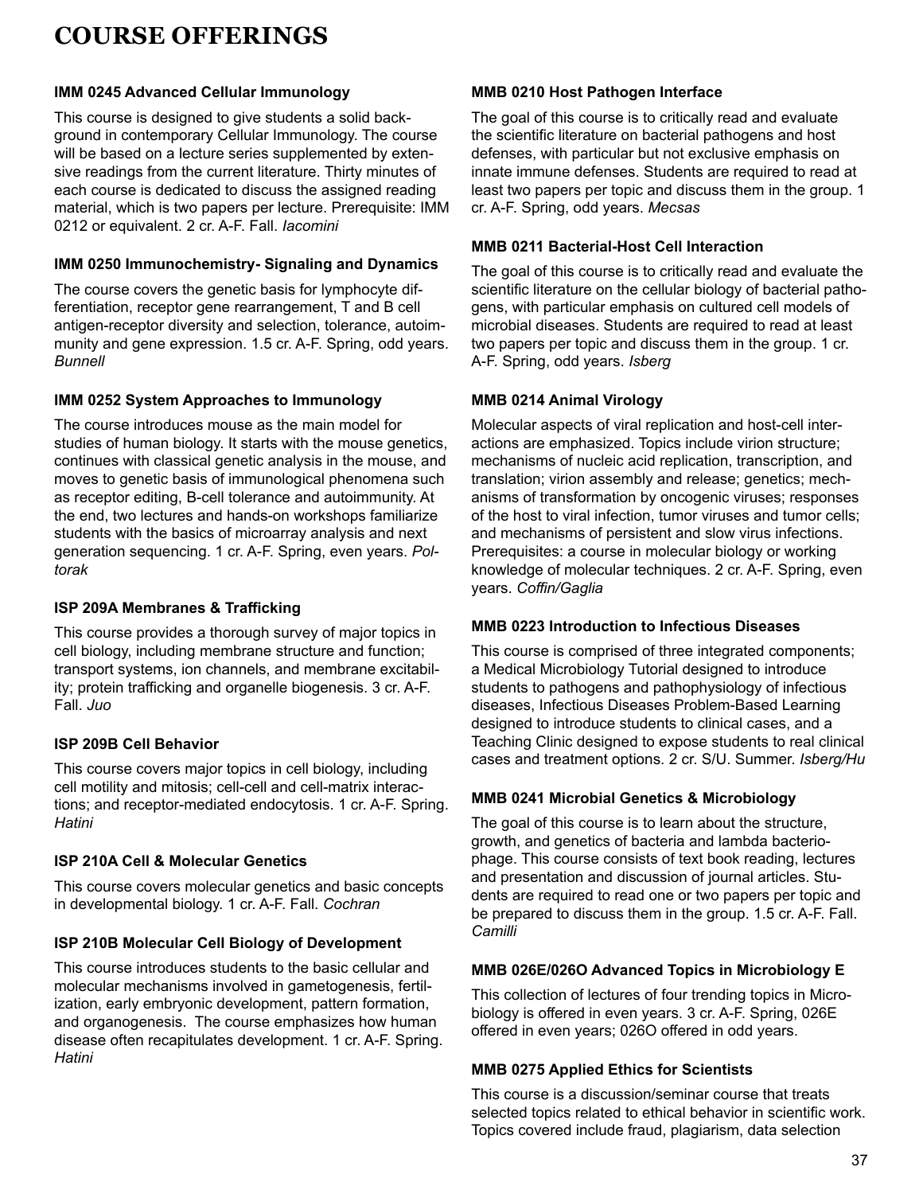# COURSE OFFERINGS

### IMM 0245 Advanced Cellular Immunology

This course is designed to give students a solid background in contemporary Cellular Immunology. The course will be based on a lecture series supplemented by extensive readings from the current literature. Thirty minutes of each course is dedicated to discuss the assigned reading material, which is two papers per lecture. Prerequisite: IMM 0212 or equivalent. 2 cr. A-F. Fall. *Iacomini*

### IMM 0250 Immunochemistry- Signaling and Dynamics

The course covers the genetic basis for lymphocyte differentiation, receptor gene rearrangement, T and B cell antigen-receptor diversity and selection, tolerance, autoimmunity and gene expression. 1.5 cr. A-F. Spring, odd years. *Bunnell*

### IMM 0252 System Approaches to Immunology

The course introduces mouse as the main model for studies of human biology. It starts with the mouse genetics, continues with classical genetic analysis in the mouse, and moves to genetic basis of immunological phenomena such as receptor editing, B-cell tolerance and autoimmunity. At the end, two lectures and hands-on workshops familiarize students with the basics of microarray analysis and next generation sequencing. 1 cr. A-F. Spring, even years. *Poltorak*

### ISP 209A Membranes & Trafficking

This course provides a thorough survey of major topics in cell biology, including membrane structure and function; transport systems, ion channels, and membrane excitability; protein trafficking and organelle biogenesis. 3 cr. A-F. Fall. *Juo*

### ISP 209B Cell Behavior

This course covers major topics in cell biology, including cell motility and mitosis; cell-cell and cell-matrix interactions; and receptor-mediated endocytosis. 1 cr. A-F. Spring. *Hatini*

### ISP 210A Cell & Molecular Genetics

This course covers molecular genetics and basic concepts in developmental biology. 1 cr. A-F. Fall. *Cochran*

### ISP 210B Molecular Cell Biology of Development

This course introduces students to the basic cellular and molecular mechanisms involved in gametogenesis, fertilization, early embryonic development, pattern formation, and organogenesis. The course emphasizes how human disease often recapitulates development. 1 cr. A-F. Spring. *Hatini*

### MMB 0210 Host Pathogen Interface

The goal of this course is to critically read and evaluate the scientific literature on bacterial pathogens and host defenses, with particular but not exclusive emphasis on innate immune defenses. Students are required to read at least two papers per topic and discuss them in the group. 1 cr. A-F. Spring, odd years. *Mecsas*

### MMB 0211 Bacterial-Host Cell Interaction

The goal of this course is to critically read and evaluate the scientific literature on the cellular biology of bacterial pathogens, with particular emphasis on cultured cell models of microbial diseases. Students are required to read at least two papers per topic and discuss them in the group. 1 cr. A-F. Spring, odd years. *Isberg*

### MMB 0214 Animal Virology

Molecular aspects of viral replication and host-cell interactions are emphasized. Topics include virion structure; mechanisms of nucleic acid replication, transcription, and translation; virion assembly and release; genetics; mechanisms of transformation by oncogenic viruses; responses of the host to viral infection, tumor viruses and tumor cells; and mechanisms of persistent and slow virus infections. Prerequisites: a course in molecular biology or working knowledge of molecular techniques. 2 cr. A-F. Spring, even years. *Coffin/Gaglia*

### MMB 0223 Introduction to Infectious Diseases

This course is comprised of three integrated components; a Medical Microbiology Tutorial designed to introduce students to pathogens and pathophysiology of infectious diseases, Infectious Diseases Problem-Based Learning designed to introduce students to clinical cases, and a Teaching Clinic designed to expose students to real clinical cases and treatment options. 2 cr. S/U. Summer. *Isberg/Hu*

### MMB 0241 Microbial Genetics & Microbiology

The goal of this course is to learn about the structure, growth, and genetics of bacteria and lambda bacteriophage. This course consists of text book reading, lectures and presentation and discussion of journal articles. Students are required to read one or two papers per topic and be prepared to discuss them in the group. 1.5 cr. A-F. Fall. *Camilli*

### MMB 026E/026O Advanced Topics in Microbiology E

This collection of lectures of four trending topics in Microbiology is offered in even years. 3 cr. A-F. Spring, 026E offered in even years; 026O offered in odd years.

### MMB 0275 Applied Ethics for Scientists

This course is a discussion/seminar course that treats selected topics related to ethical behavior in scientific work. Topics covered include fraud, plagiarism, data selection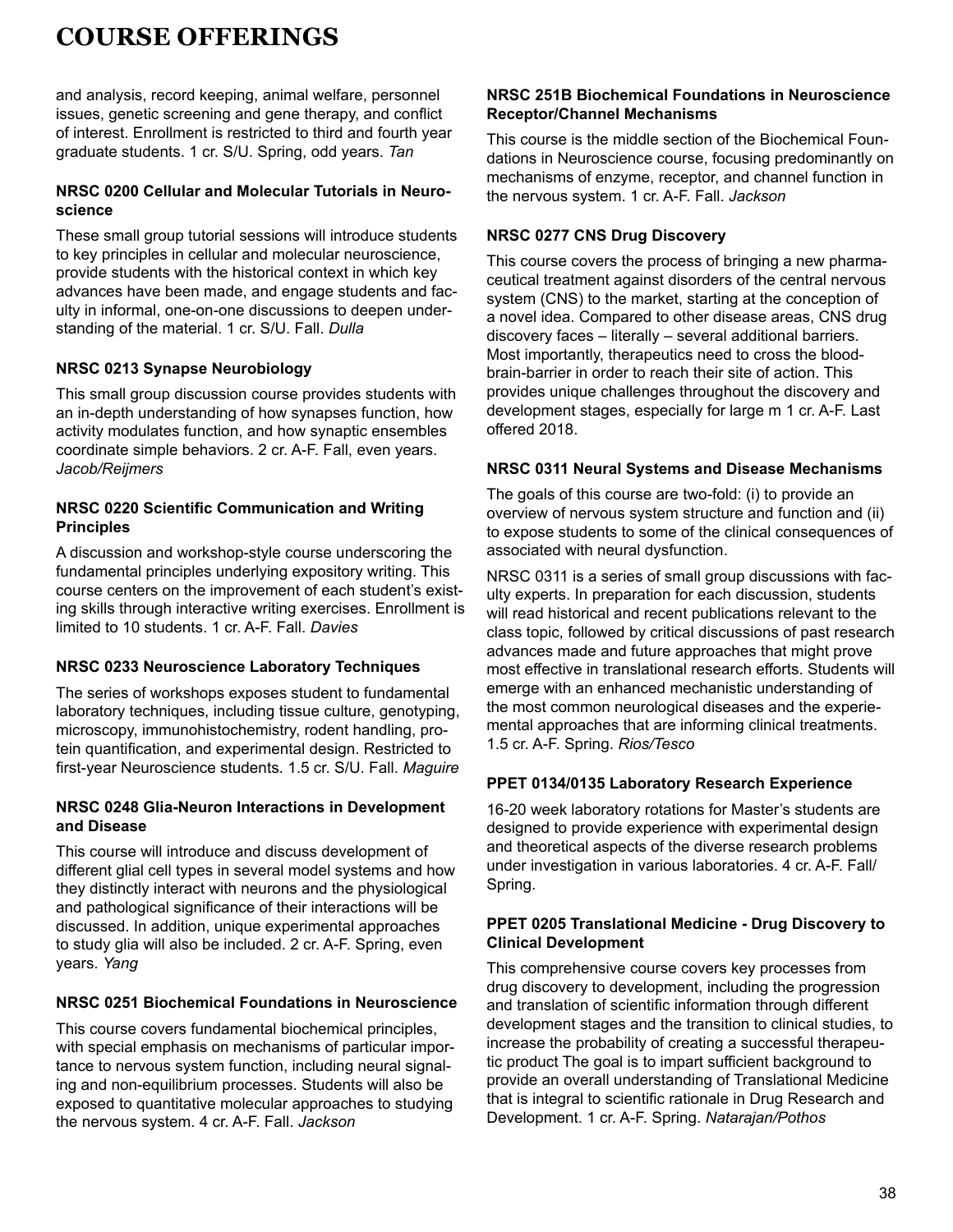# COURSE OFFERINGS

and analysis, record keeping, animal welfare, personnel issues, genetic screening and gene therapy, and conflict of interest. Enrollment is restricted to third and fourth year graduate students. 1 cr. S/U. Spring, odd years. *Tan*

### NRSC 0200 Cellular and Molecular Tutorials in Neuroscience

These small group tutorial sessions will introduce students to key principles in cellular and molecular neuroscience, provide students with the historical context in which key advances have been made, and engage students and faculty in informal, one-on-one discussions to deepen understanding of the material. 1 cr. S/U. Fall. *Dulla*

### NRSC 0213 Synapse Neurobiology

This small group discussion course provides students with an in-depth understanding of how synapses function, how activity modulates function, and how synaptic ensembles coordinate simple behaviors. 2 cr. A-F. Fall, even years. *Jacob/Reijmers*

### NRSC 0220 Scientific Communication and Writing Principles

A discussion and workshop-style course underscoring the fundamental principles underlying expository writing. This course centers on the improvement of each student's existing skills through interactive writing exercises. Enrollment is limited to 10 students. 1 cr. A-F. Fall. *Davies*

### NRSC 0233 Neuroscience Laboratory Techniques

The series of workshops exposes student to fundamental laboratory techniques, including tissue culture, genotyping, microscopy, immunohistochemistry, rodent handling, protein quantification, and experimental design. Restricted to first-year Neuroscience students. 1.5 cr. S/U. Fall. *Maguire*

### NRSC 0248 Glia-Neuron Interactions in Development and Disease

This course will introduce and discuss development of different glial cell types in several model systems and how they distinctly interact with neurons and the physiological and pathological significance of their interactions will be discussed. In addition, unique experimental approaches to study glia will also be included. 2 cr. A-F. Spring, even years. *Yang*

### NRSC 0251 Biochemical Foundations in Neuroscience

This course covers fundamental biochemical principles, with special emphasis on mechanisms of particular importance to nervous system function, including neural signaling and non-equilibrium processes. Students will also be exposed to quantitative molecular approaches to studying the nervous system. 4 cr. A-F. Fall. *Jackson*

### NRSC 251B Biochemical Foundations in Neuroscience Receptor/Channel Mechanisms

This course is the middle section of the Biochemical Foundations in Neuroscience course, focusing predominantly on mechanisms of enzyme, receptor, and channel function in the nervous system. 1 cr. A-F. Fall. *Jackson*

### NRSC 0277 CNS Drug Discovery

This course covers the process of bringing a new pharmaceutical treatment against disorders of the central nervous system (CNS) to the market, starting at the conception of a novel idea. Compared to other disease areas, CNS drug discovery faces – literally – several additional barriers. Most importantly, therapeutics need to cross the blood-brain-barrier in order to reach their site of action. This provides unique challenges throughout the discovery and development stages, especially for large m 1 cr. A-F. Last offered 2018.

### NRSC 0311 Neural Systems and Disease Mechanisms

The goals of this course are two-fold: (i) to provide an overview of nervous system structure and function and (ii) to expose students to some of the clinical consequences of associated with neural dysfunction.

NRSC 0311 is a series of small group discussions with faculty experts. In preparation for each discussion, students will read historical and recent publications relevant to the class topic, followed by critical discussions of past research advances made and future approaches that might prove most effective in translational research efforts. Students will emerge with an enhanced mechanistic understanding of the most common neurological diseases and the experiemental approaches that are informing clinical treatments. 1.5 cr. A-F. Spring. *Rios/Tesco*

### PPET 0134/0135 Laboratory Research Experience

16-20 week laboratory rotations for Master's students are designed to provide experience with experimental design and theoretical aspects of the diverse research problems under investigation in various laboratories. 4 cr. A-F. Fall/Spring.

### PPET 0205 Translational Medicine - Drug Discovery to Clinical Development

This comprehensive course covers key processes from drug discovery to development, including the progression and translation of scientific information through different development stages and the transition to clinical studies, to increase the probability of creating a successful therapeutic product The goal is to impart sufficient background to provide an overall understanding of Translational Medicine that is integral to scientific rationale in Drug Research and Development. 1 cr. A-F. Spring. *Natarajan/Pothos*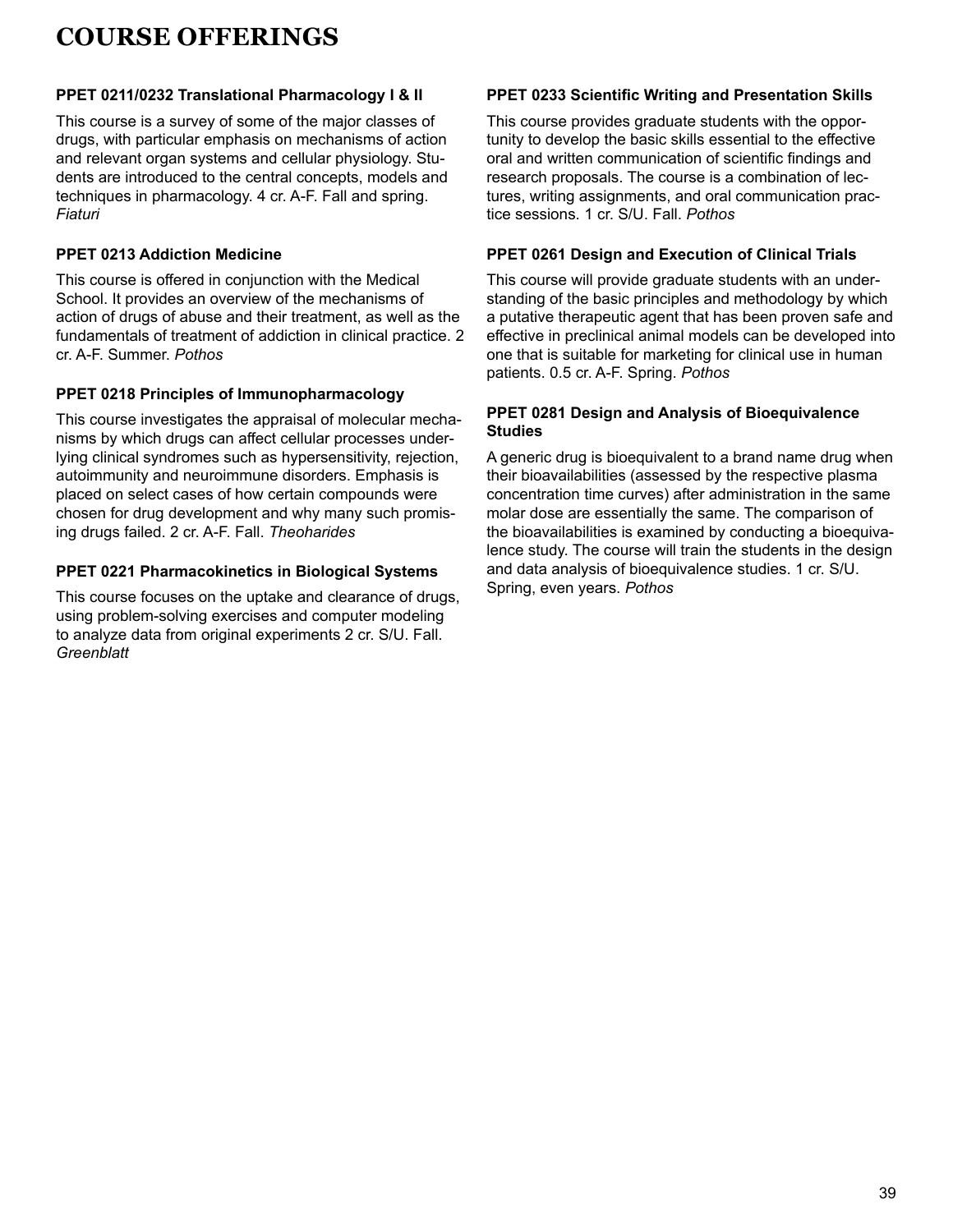# COURSE OFFERINGS

### PPET 0211/0232 Translational Pharmacology I & II

This course is a survey of some of the major classes of drugs, with particular emphasis on mechanisms of action and relevant organ systems and cellular physiology. Students are introduced to the central concepts, models and techniques in pharmacology. 4 cr. A-F. Fall and spring. *Fiaturi*

### PPET 0213 Addiction Medicine

This course is offered in conjunction with the Medical School. It provides an overview of the mechanisms of action of drugs of abuse and their treatment, as well as the fundamentals of treatment of addiction in clinical practice. 2 cr. A-F. Summer. *Pothos*

### PPET 0218 Principles of Immunopharmacology

This course investigates the appraisal of molecular mechanisms by which drugs can affect cellular processes underlying clinical syndromes such as hypersensitivity, rejection, autoimmunity and neuroimmune disorders. Emphasis is placed on select cases of how certain compounds were chosen for drug development and why many such promising drugs failed. 2 cr. A-F. Fall. *Theoharides*

### PPET 0221 Pharmacokinetics in Biological Systems

This course focuses on the uptake and clearance of drugs, using problem-solving exercises and computer modeling to analyze data from original experiments 2 cr. S/U. Fall. *Greenblatt*

### PPET 0233 Scientific Writing and Presentation Skills

This course provides graduate students with the opportunity to develop the basic skills essential to the effective oral and written communication of scientific findings and research proposals. The course is a combination of lectures, writing assignments, and oral communication practice sessions. 1 cr. S/U. Fall. *Pothos*

### PPET 0261 Design and Execution of Clinical Trials

This course will provide graduate students with an understanding of the basic principles and methodology by which a putative therapeutic agent that has been proven safe and effective in preclinical animal models can be developed into one that is suitable for marketing for clinical use in human patients. 0.5 cr. A-F. Spring. *Pothos*

### PPET 0281 Design and Analysis of Bioequivalence Studies

A generic drug is bioequivalent to a brand name drug when their bioavailabilities (assessed by the respective plasma concentration time curves) after administration in the same molar dose are essentially the same. The comparison of the bioavailabilities is examined by conducting a bioequivalence study. The course will train the students in the design and data analysis of bioequivalence studies. 1 cr. S/U. Spring, even years. *Pothos*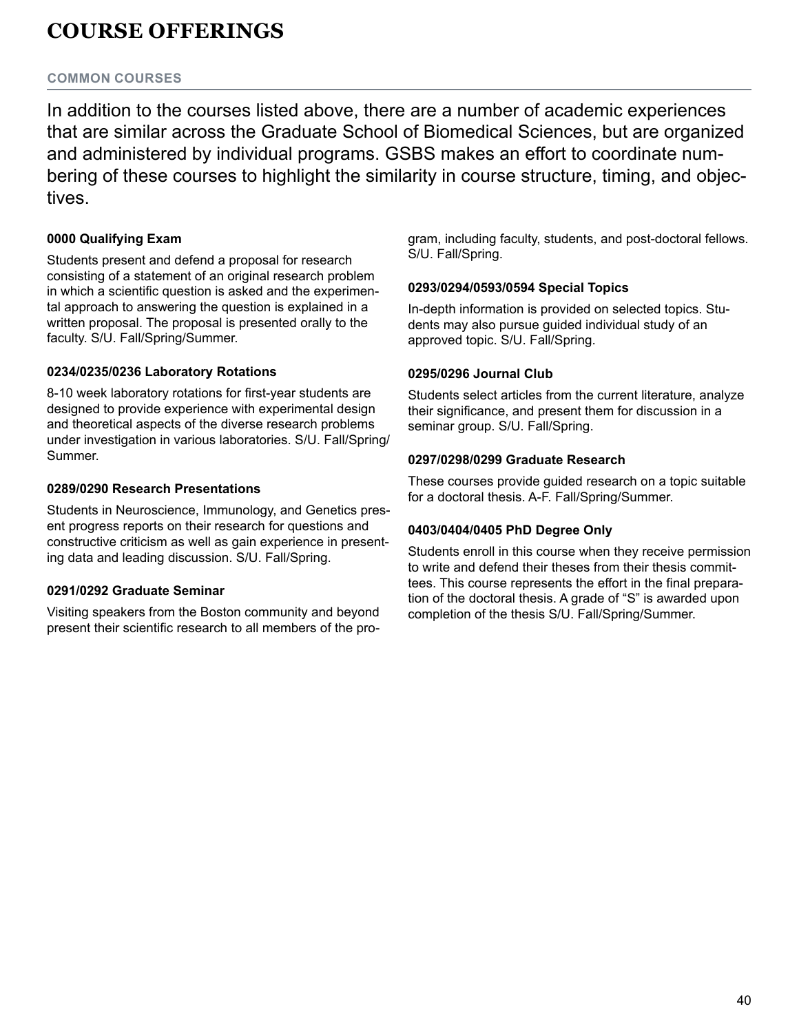# COURSE OFFERINGS

## COMMON COURSES

In addition to the courses listed above, there are a number of academic experiences that are similar across the Graduate School of Biomedical Sciences, but are organized and administered by individual programs. GSBS makes an effort to coordinate numbering of these courses to highlight the similarity in course structure, timing, and objectives.

**0000 Qualifying Exam**

Students present and defend a proposal for research consisting of a statement of an original research problem in which a scientific question is asked and the experimental approach to answering the question is explained in a written proposal. The proposal is presented orally to the faculty. S/U. Fall/Spring/Summer.

**0234/0235/0236 Laboratory Rotations**

8-10 week laboratory rotations for first-year students are designed to provide experience with experimental design and theoretical aspects of the diverse research problems under investigation in various laboratories. S/U. Fall/Spring/Summer.

**0289/0290 Research Presentations**

Students in Neuroscience, Immunology, and Genetics present progress reports on their research for questions and constructive criticism as well as gain experience in presenting data and leading discussion. S/U. Fall/Spring.

**0291/0292 Graduate Seminar**

Visiting speakers from the Boston community and beyond present their scientific research to all members of the program, including faculty, students, and post-doctoral fellows. S/U. Fall/Spring.

**0293/0294/0593/0594 Special Topics**

In-depth information is provided on selected topics. Students may also pursue guided individual study of an approved topic. S/U. Fall/Spring.

**0295/0296 Journal Club**

Students select articles from the current literature, analyze their significance, and present them for discussion in a seminar group. S/U. Fall/Spring.

**0297/0298/0299 Graduate Research**

These courses provide guided research on a topic suitable for a doctoral thesis. A-F. Fall/Spring/Summer.

**0403/0404/0405 PhD Degree Only**

Students enroll in this course when they receive permission to write and defend their theses from their thesis committees. This course represents the effort in the final preparation of the doctoral thesis. A grade of "S" is awarded upon completion of the thesis S/U. Fall/Spring/Summer.